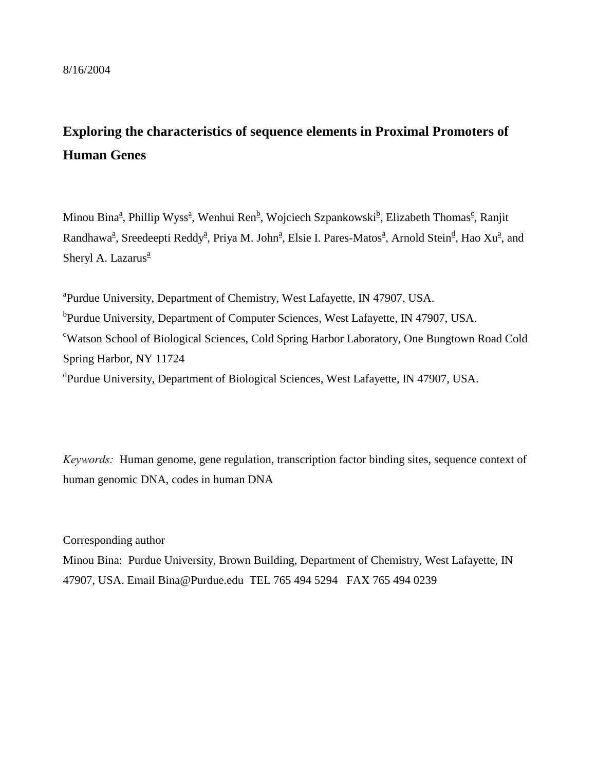8/16/2004

# Exploring the characteristics of sequence elements in Proximal Promoters of Human Genes

Minou Bina[a], Phillip Wyss[a], Wenhui Ren[b], Wojciech Szpankowski[b], Elizabeth Thomas[c], Ranjit Randhawa[a], Sreedeepti Reddy[a], Priya M. John[a], Elsie I. Pares-Matos[a], Arnold Stein[d], Hao Xu[a], and Sheryl A. Lazarus[a]

[a]Purdue University, Department of Chemistry, West Lafayette, IN 47907, USA.
[b]Purdue University, Department of Computer Sciences, West Lafayette, IN 47907, USA.
[c]Watson School of Biological Sciences, Cold Spring Harbor Laboratory, One Bungtown Road Cold Spring Harbor, NY 11724
[d]Purdue University, Department of Biological Sciences, West Lafayette, IN 47907, USA.

*Keywords:* Human genome, gene regulation, transcription factor binding sites, sequence context of human genomic DNA, codes in human DNA

Corresponding author
Minou Bina: Purdue University, Brown Building, Department of Chemistry, West Lafayette, IN 47907, USA. Email Bina@Purdue.edu TEL 765 494 5294 FAX 765 494 0239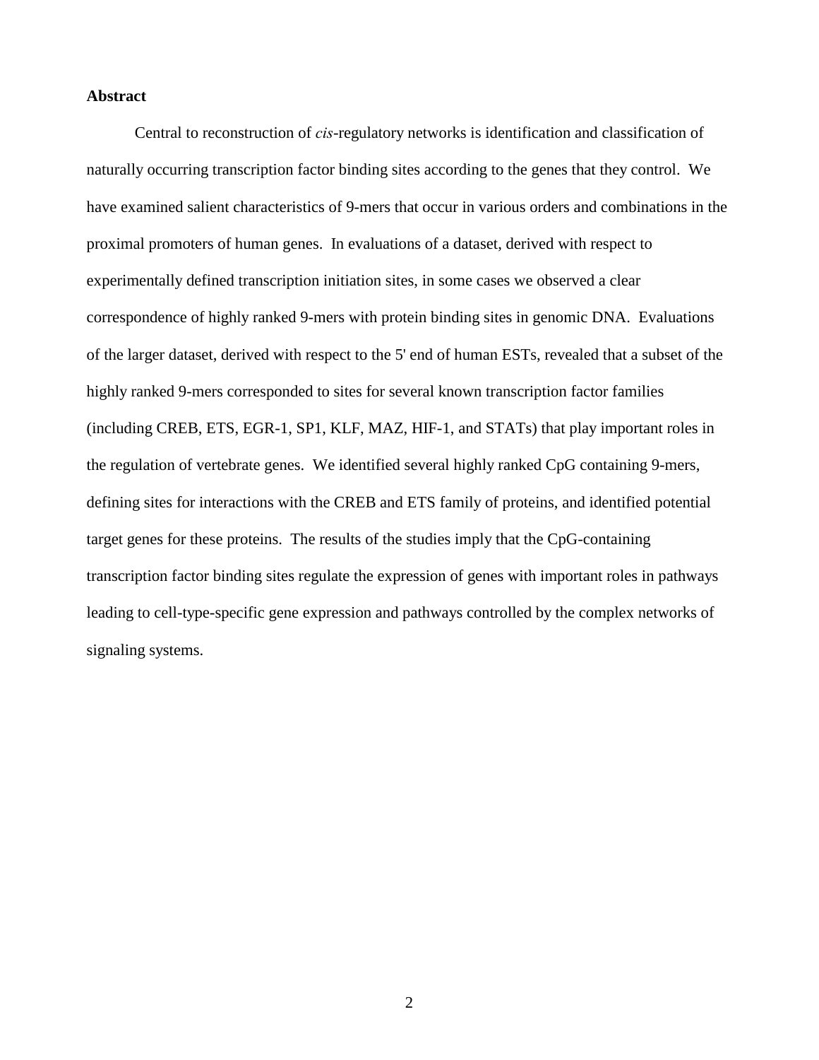**Abstract**

Central to reconstruction of *cis*-regulatory networks is identification and classification of naturally occurring transcription factor binding sites according to the genes that they control. We have examined salient characteristics of 9-mers that occur in various orders and combinations in the proximal promoters of human genes. In evaluations of a dataset, derived with respect to experimentally defined transcription initiation sites, in some cases we observed a clear correspondence of highly ranked 9-mers with protein binding sites in genomic DNA. Evaluations of the larger dataset, derived with respect to the 5' end of human ESTs, revealed that a subset of the highly ranked 9-mers corresponded to sites for several known transcription factor families (including CREB, ETS, EGR-1, SP1, KLF, MAZ, HIF-1, and STATs) that play important roles in the regulation of vertebrate genes. We identified several highly ranked CpG containing 9-mers, defining sites for interactions with the CREB and ETS family of proteins, and identified potential target genes for these proteins. The results of the studies imply that the CpG-containing transcription factor binding sites regulate the expression of genes with important roles in pathways leading to cell-type-specific gene expression and pathways controlled by the complex networks of signaling systems.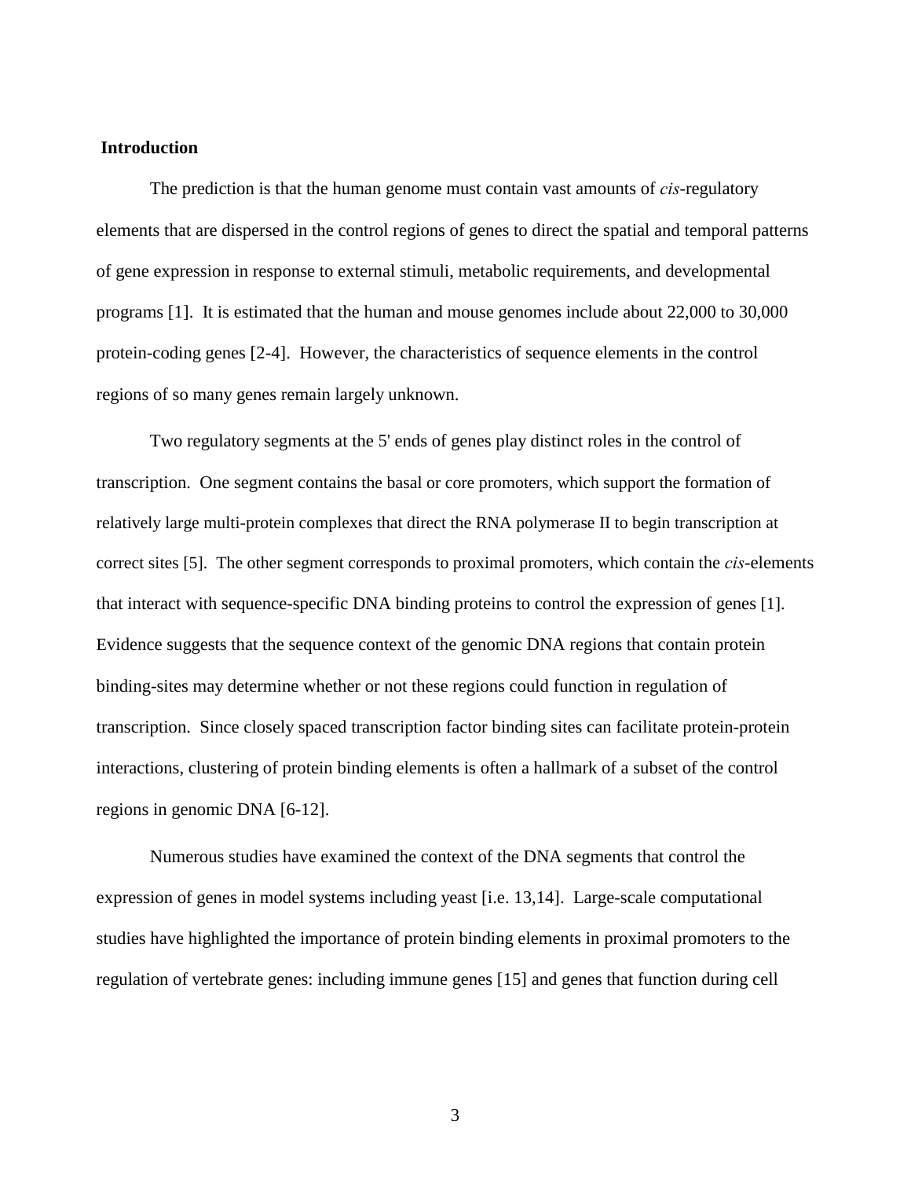## Introduction

The prediction is that the human genome must contain vast amounts of *cis*-regulatory elements that are dispersed in the control regions of genes to direct the spatial and temporal patterns of gene expression in response to external stimuli, metabolic requirements, and developmental programs [1]. It is estimated that the human and mouse genomes include about 22,000 to 30,000 protein-coding genes [2-4]. However, the characteristics of sequence elements in the control regions of so many genes remain largely unknown.

Two regulatory segments at the 5' ends of genes play distinct roles in the control of transcription. One segment contains the basal or core promoters, which support the formation of relatively large multi-protein complexes that direct the RNA polymerase II to begin transcription at correct sites [5]. The other segment corresponds to proximal promoters, which contain the *cis*-elements that interact with sequence-specific DNA binding proteins to control the expression of genes [1]. Evidence suggests that the sequence context of the genomic DNA regions that contain protein binding-sites may determine whether or not these regions could function in regulation of transcription. Since closely spaced transcription factor binding sites can facilitate protein-protein interactions, clustering of protein binding elements is often a hallmark of a subset of the control regions in genomic DNA [6-12].

Numerous studies have examined the context of the DNA segments that control the expression of genes in model systems including yeast [i.e. 13,14]. Large-scale computational studies have highlighted the importance of protein binding elements in proximal promoters to the regulation of vertebrate genes: including immune genes [15] and genes that function during cell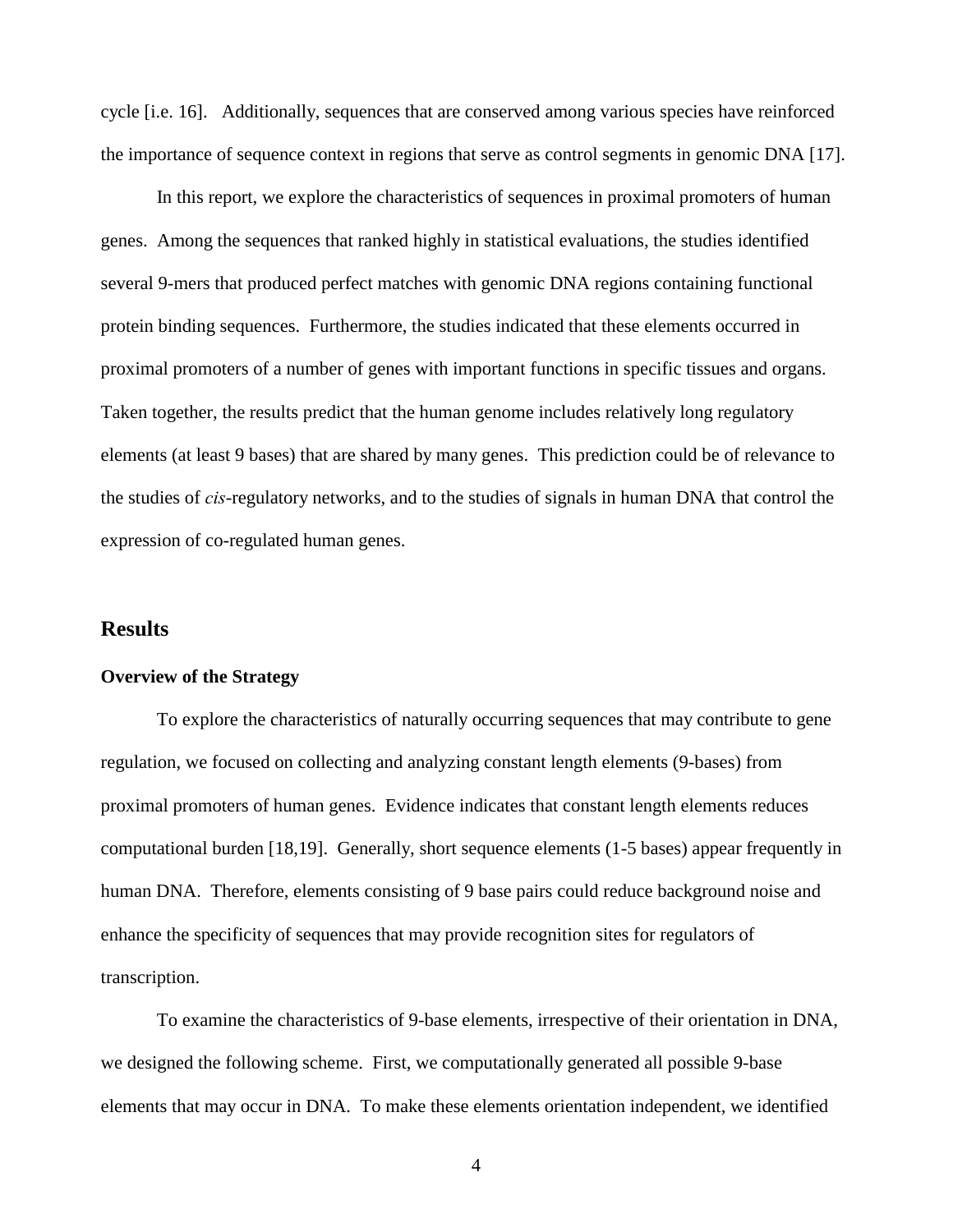cycle [i.e. 16]. Additionally, sequences that are conserved among various species have reinforced the importance of sequence context in regions that serve as control segments in genomic DNA [17].

In this report, we explore the characteristics of sequences in proximal promoters of human genes. Among the sequences that ranked highly in statistical evaluations, the studies identified several 9-mers that produced perfect matches with genomic DNA regions containing functional protein binding sequences. Furthermore, the studies indicated that these elements occurred in proximal promoters of a number of genes with important functions in specific tissues and organs. Taken together, the results predict that the human genome includes relatively long regulatory elements (at least 9 bases) that are shared by many genes. This prediction could be of relevance to the studies of *cis*-regulatory networks, and to the studies of signals in human DNA that control the expression of co-regulated human genes.

## Results

### Overview of the Strategy

To explore the characteristics of naturally occurring sequences that may contribute to gene regulation, we focused on collecting and analyzing constant length elements (9-bases) from proximal promoters of human genes. Evidence indicates that constant length elements reduces computational burden [18,19]. Generally, short sequence elements (1-5 bases) appear frequently in human DNA. Therefore, elements consisting of 9 base pairs could reduce background noise and enhance the specificity of sequences that may provide recognition sites for regulators of transcription.

To examine the characteristics of 9-base elements, irrespective of their orientation in DNA, we designed the following scheme. First, we computationally generated all possible 9-base elements that may occur in DNA. To make these elements orientation independent, we identified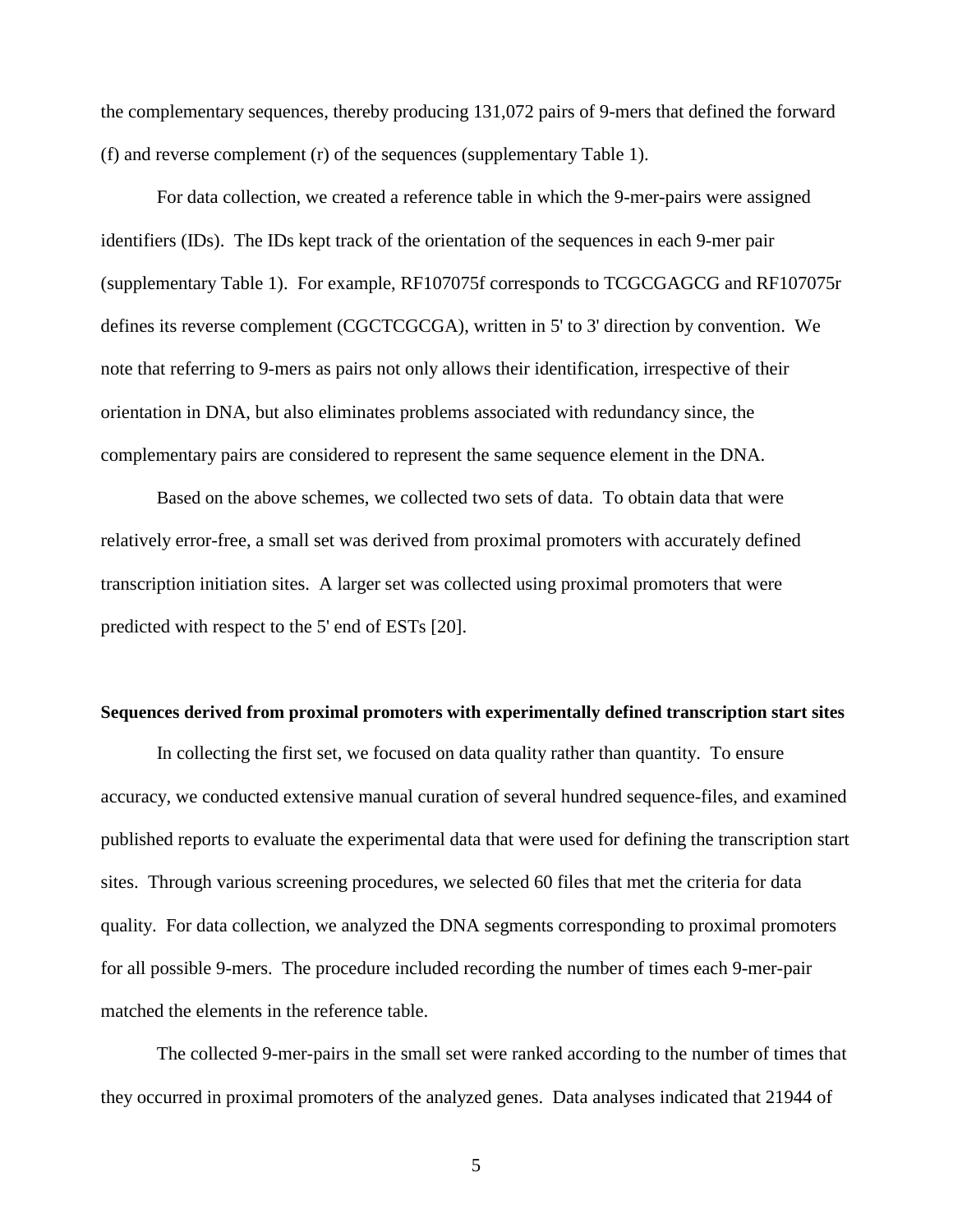the complementary sequences, thereby producing 131,072 pairs of 9-mers that defined the forward (f) and reverse complement (r) of the sequences (supplementary Table 1).

For data collection, we created a reference table in which the 9-mer-pairs were assigned identifiers (IDs). The IDs kept track of the orientation of the sequences in each 9-mer pair (supplementary Table 1). For example, RF107075f corresponds to TCGCGAGCG and RF107075r defines its reverse complement (CGCTCGCGA), written in 5' to 3' direction by convention. We note that referring to 9-mers as pairs not only allows their identification, irrespective of their orientation in DNA, but also eliminates problems associated with redundancy since, the complementary pairs are considered to represent the same sequence element in the DNA.

Based on the above schemes, we collected two sets of data. To obtain data that were relatively error-free, a small set was derived from proximal promoters with accurately defined transcription initiation sites. A larger set was collected using proximal promoters that were predicted with respect to the 5' end of ESTs [20].

**Sequences derived from proximal promoters with experimentally defined transcription start sites**

In collecting the first set, we focused on data quality rather than quantity. To ensure accuracy, we conducted extensive manual curation of several hundred sequence-files, and examined published reports to evaluate the experimental data that were used for defining the transcription start sites. Through various screening procedures, we selected 60 files that met the criteria for data quality. For data collection, we analyzed the DNA segments corresponding to proximal promoters for all possible 9-mers. The procedure included recording the number of times each 9-mer-pair matched the elements in the reference table.

The collected 9-mer-pairs in the small set were ranked according to the number of times that they occurred in proximal promoters of the analyzed genes. Data analyses indicated that 21944 of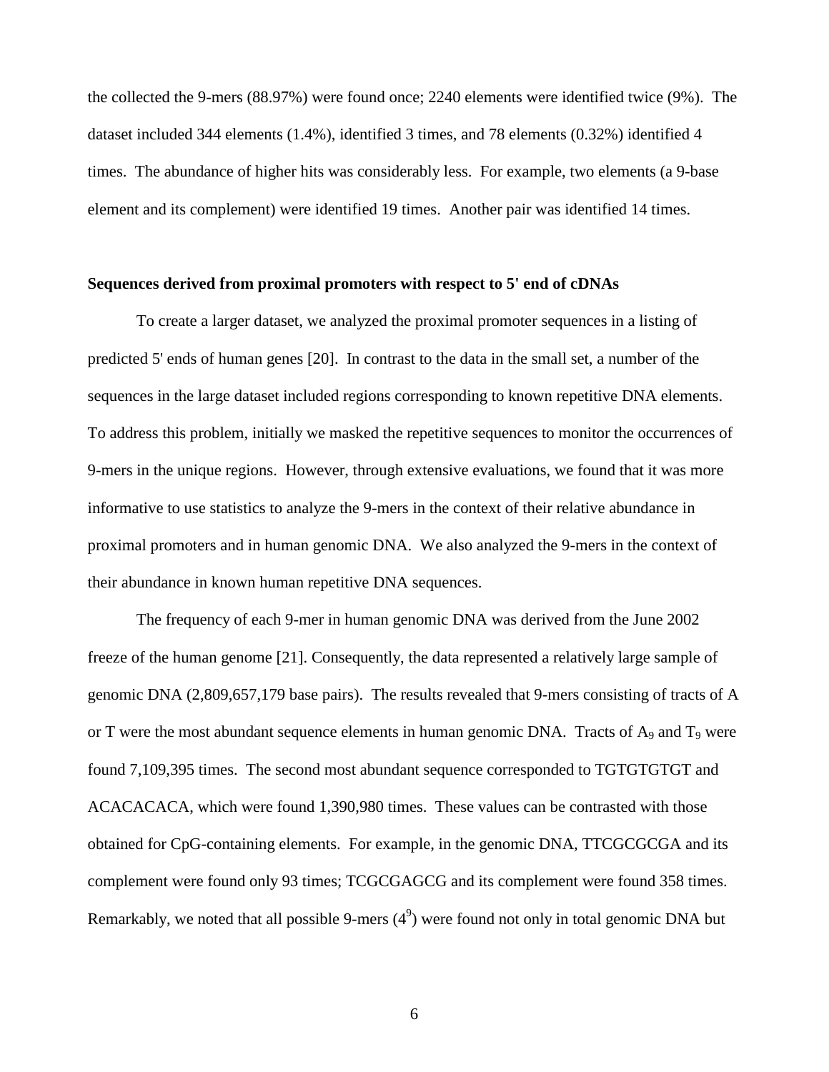the collected the 9-mers (88.97%) were found once; 2240 elements were identified twice (9%). The dataset included 344 elements (1.4%), identified 3 times, and 78 elements (0.32%) identified 4 times. The abundance of higher hits was considerably less. For example, two elements (a 9-base element and its complement) were identified 19 times. Another pair was identified 14 times.

**Sequences derived from proximal promoters with respect to 5' end of cDNAs**

To create a larger dataset, we analyzed the proximal promoter sequences in a listing of predicted 5' ends of human genes [20]. In contrast to the data in the small set, a number of the sequences in the large dataset included regions corresponding to known repetitive DNA elements. To address this problem, initially we masked the repetitive sequences to monitor the occurrences of 9-mers in the unique regions. However, through extensive evaluations, we found that it was more informative to use statistics to analyze the 9-mers in the context of their relative abundance in proximal promoters and in human genomic DNA. We also analyzed the 9-mers in the context of their abundance in known human repetitive DNA sequences.

The frequency of each 9-mer in human genomic DNA was derived from the June 2002 freeze of the human genome [21]. Consequently, the data represented a relatively large sample of genomic DNA (2,809,657,179 base pairs). The results revealed that 9-mers consisting of tracts of A or T were the most abundant sequence elements in human genomic DNA. Tracts of $A_9$ and $T_9$ were found 7,109,395 times. The second most abundant sequence corresponded to TGTGTGTGT and ACACACACA, which were found 1,390,980 times. These values can be contrasted with those obtained for CpG-containing elements. For example, in the genomic DNA, TTCGCGCGA and its complement were found only 93 times; TCGCGAGCG and its complement were found 358 times. Remarkably, we noted that all possible 9-mers ($4^9$) were found not only in total genomic DNA but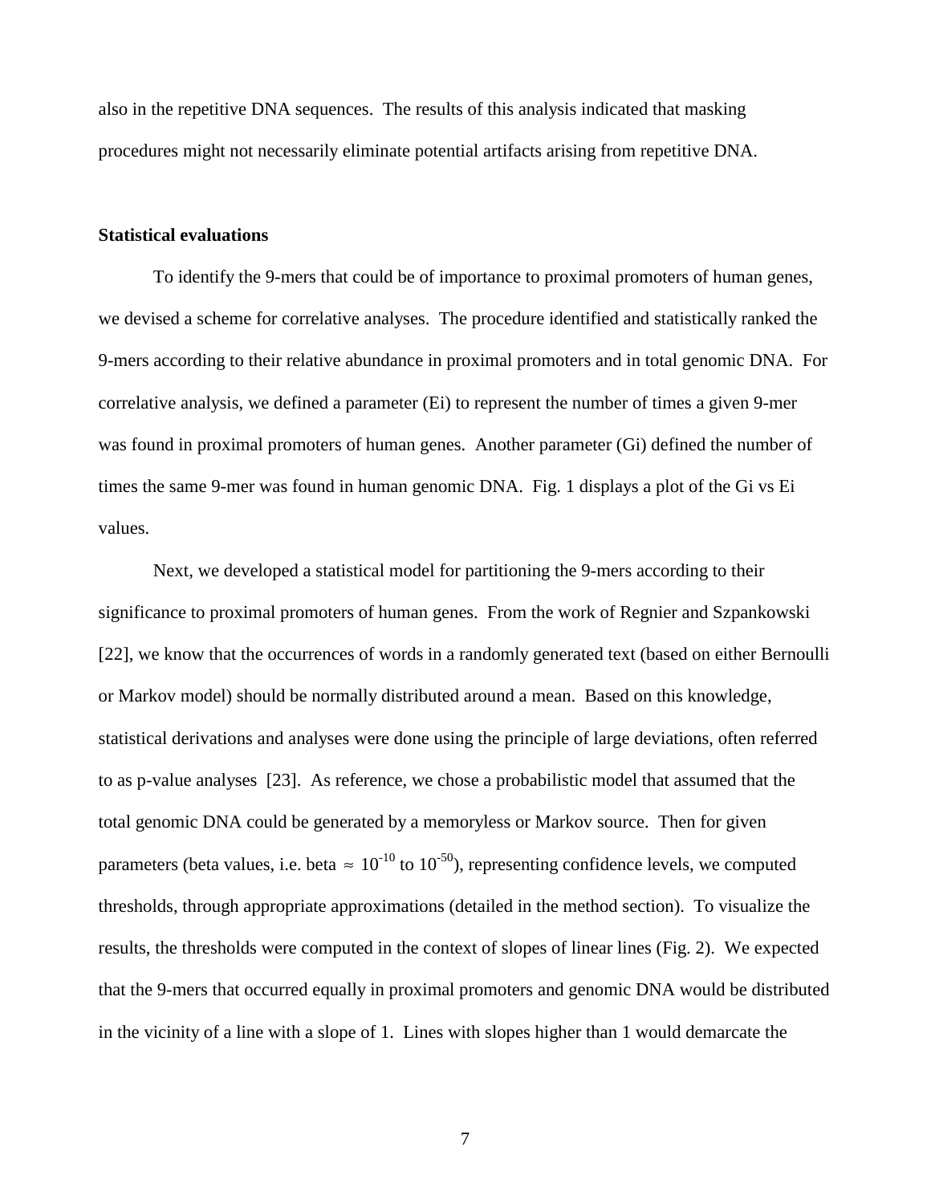also in the repetitive DNA sequences. The results of this analysis indicated that masking procedures might not necessarily eliminate potential artifacts arising from repetitive DNA.

**Statistical evaluations**

To identify the 9-mers that could be of importance to proximal promoters of human genes, we devised a scheme for correlative analyses. The procedure identified and statistically ranked the 9-mers according to their relative abundance in proximal promoters and in total genomic DNA. For correlative analysis, we defined a parameter (Ei) to represent the number of times a given 9-mer was found in proximal promoters of human genes. Another parameter (Gi) defined the number of times the same 9-mer was found in human genomic DNA. Fig. 1 displays a plot of the Gi vs Ei values.

Next, we developed a statistical model for partitioning the 9-mers according to their significance to proximal promoters of human genes. From the work of Regnier and Szpankowski [22], we know that the occurrences of words in a randomly generated text (based on either Bernoulli or Markov model) should be normally distributed around a mean. Based on this knowledge, statistical derivations and analyses were done using the principle of large deviations, often referred to as p-value analyses [23]. As reference, we chose a probabilistic model that assumed that the total genomic DNA could be generated by a memoryless or Markov source. Then for given parameters (beta values, i.e. beta $\approx 10^{-10}$ to $10^{-50}$), representing confidence levels, we computed thresholds, through appropriate approximations (detailed in the method section). To visualize the results, the thresholds were computed in the context of slopes of linear lines (Fig. 2). We expected that the 9-mers that occurred equally in proximal promoters and genomic DNA would be distributed in the vicinity of a line with a slope of 1. Lines with slopes higher than 1 would demarcate the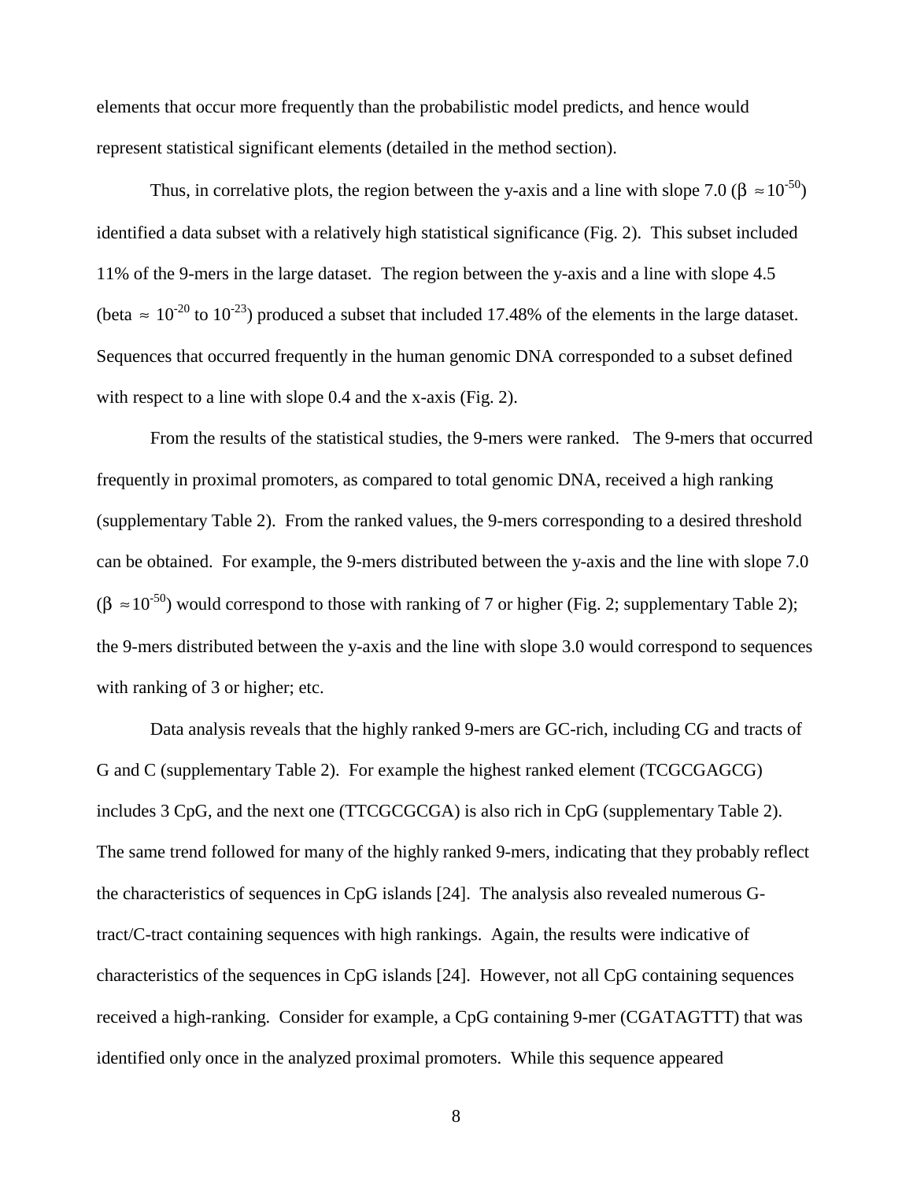elements that occur more frequently than the probabilistic model predicts, and hence would represent statistical significant elements (detailed in the method section).

Thus, in correlative plots, the region between the y-axis and a line with slope 7.0 ($\beta \approx 10^{-50}$) identified a data subset with a relatively high statistical significance (Fig. 2). This subset included 11% of the 9-mers in the large dataset. The region between the y-axis and a line with slope 4.5 (beta $\approx 10^{-20}$ to $10^{-23}$) produced a subset that included 17.48% of the elements in the large dataset. Sequences that occurred frequently in the human genomic DNA corresponded to a subset defined with respect to a line with slope 0.4 and the x-axis (Fig. 2).

From the results of the statistical studies, the 9-mers were ranked. The 9-mers that occurred frequently in proximal promoters, as compared to total genomic DNA, received a high ranking (supplementary Table 2). From the ranked values, the 9-mers corresponding to a desired threshold can be obtained. For example, the 9-mers distributed between the y-axis and the line with slope 7.0 ($\beta \approx 10^{-50}$) would correspond to those with ranking of 7 or higher (Fig. 2; supplementary Table 2); the 9-mers distributed between the y-axis and the line with slope 3.0 would correspond to sequences with ranking of 3 or higher; etc.

Data analysis reveals that the highly ranked 9-mers are GC-rich, including CG and tracts of G and C (supplementary Table 2). For example the highest ranked element (TCGCGAGCG) includes 3 CpG, and the next one (TTCGCGCGA) is also rich in CpG (supplementary Table 2). The same trend followed for many of the highly ranked 9-mers, indicating that they probably reflect the characteristics of sequences in CpG islands [24]. The analysis also revealed numerous G-tract/C-tract containing sequences with high rankings. Again, the results were indicative of characteristics of the sequences in CpG islands [24]. However, not all CpG containing sequences received a high-ranking. Consider for example, a CpG containing 9-mer (CGATAGTTT) that was identified only once in the analyzed proximal promoters. While this sequence appeared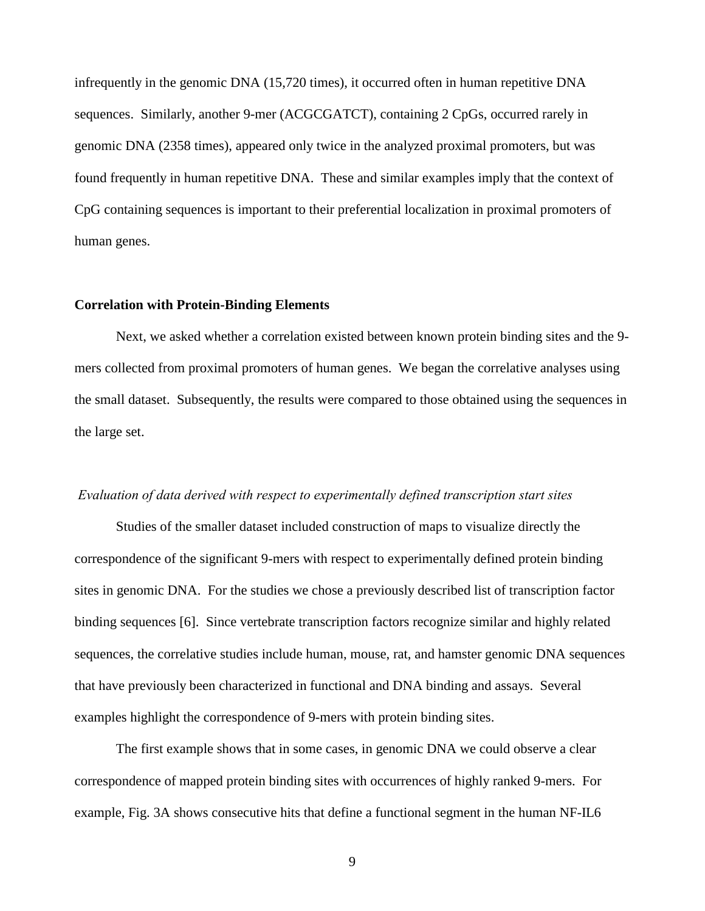infrequently in the genomic DNA (15,720 times), it occurred often in human repetitive DNA sequences. Similarly, another 9-mer (ACGCGATCT), containing 2 CpGs, occurred rarely in genomic DNA (2358 times), appeared only twice in the analyzed proximal promoters, but was found frequently in human repetitive DNA. These and similar examples imply that the context of CpG containing sequences is important to their preferential localization in proximal promoters of human genes.

### Correlation with Protein-Binding Elements

Next, we asked whether a correlation existed between known protein binding sites and the 9-mers collected from proximal promoters of human genes. We began the correlative analyses using the small dataset. Subsequently, the results were compared to those obtained using the sequences in the large set.

#### *Evaluation of data derived with respect to experimentally defined transcription start sites*

Studies of the smaller dataset included construction of maps to visualize directly the correspondence of the significant 9-mers with respect to experimentally defined protein binding sites in genomic DNA. For the studies we chose a previously described list of transcription factor binding sequences [6]. Since vertebrate transcription factors recognize similar and highly related sequences, the correlative studies include human, mouse, rat, and hamster genomic DNA sequences that have previously been characterized in functional and DNA binding and assays. Several examples highlight the correspondence of 9-mers with protein binding sites.

The first example shows that in some cases, in genomic DNA we could observe a clear correspondence of mapped protein binding sites with occurrences of highly ranked 9-mers. For example, Fig. 3A shows consecutive hits that define a functional segment in the human NF-IL6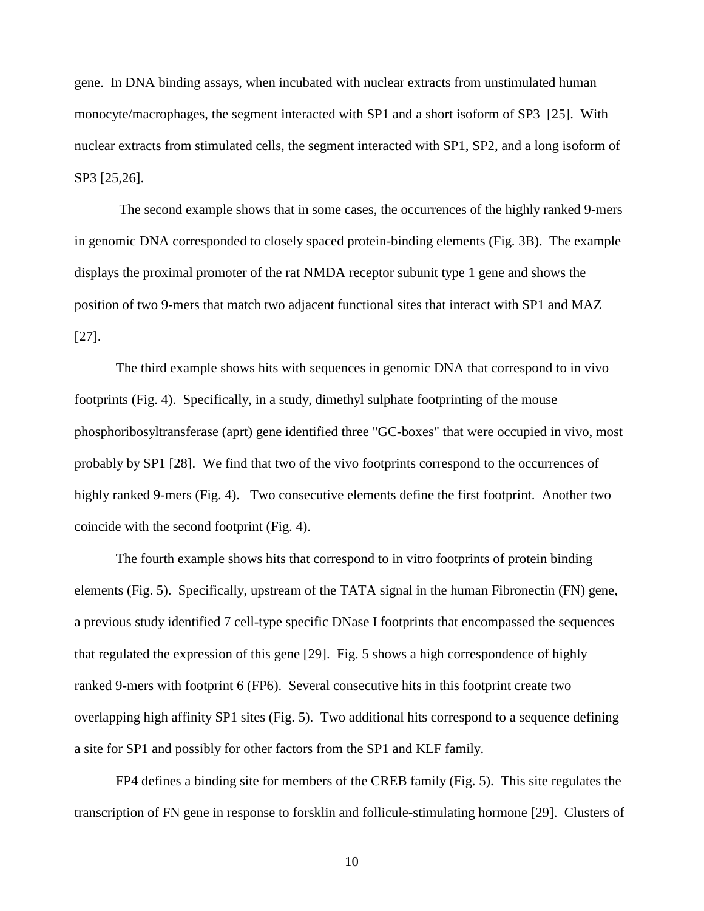gene. In DNA binding assays, when incubated with nuclear extracts from unstimulated human monocyte/macrophages, the segment interacted with SP1 and a short isoform of SP3 [25]. With nuclear extracts from stimulated cells, the segment interacted with SP1, SP2, and a long isoform of SP3 [25,26].

The second example shows that in some cases, the occurrences of the highly ranked 9-mers in genomic DNA corresponded to closely spaced protein-binding elements (Fig. 3B). The example displays the proximal promoter of the rat NMDA receptor subunit type 1 gene and shows the position of two 9-mers that match two adjacent functional sites that interact with SP1 and MAZ [27].

The third example shows hits with sequences in genomic DNA that correspond to in vivo footprints (Fig. 4). Specifically, in a study, dimethyl sulphate footprinting of the mouse phosphoribosyltransferase (aprt) gene identified three "GC-boxes" that were occupied in vivo, most probably by SP1 [28]. We find that two of the vivo footprints correspond to the occurrences of highly ranked 9-mers (Fig. 4). Two consecutive elements define the first footprint. Another two coincide with the second footprint (Fig. 4).

The fourth example shows hits that correspond to in vitro footprints of protein binding elements (Fig. 5). Specifically, upstream of the TATA signal in the human Fibronectin (FN) gene, a previous study identified 7 cell-type specific DNase I footprints that encompassed the sequences that regulated the expression of this gene [29]. Fig. 5 shows a high correspondence of highly ranked 9-mers with footprint 6 (FP6). Several consecutive hits in this footprint create two overlapping high affinity SP1 sites (Fig. 5). Two additional hits correspond to a sequence defining a site for SP1 and possibly for other factors from the SP1 and KLF family.

FP4 defines a binding site for members of the CREB family (Fig. 5). This site regulates the transcription of FN gene in response to forsklin and follicule-stimulating hormone [29]. Clusters of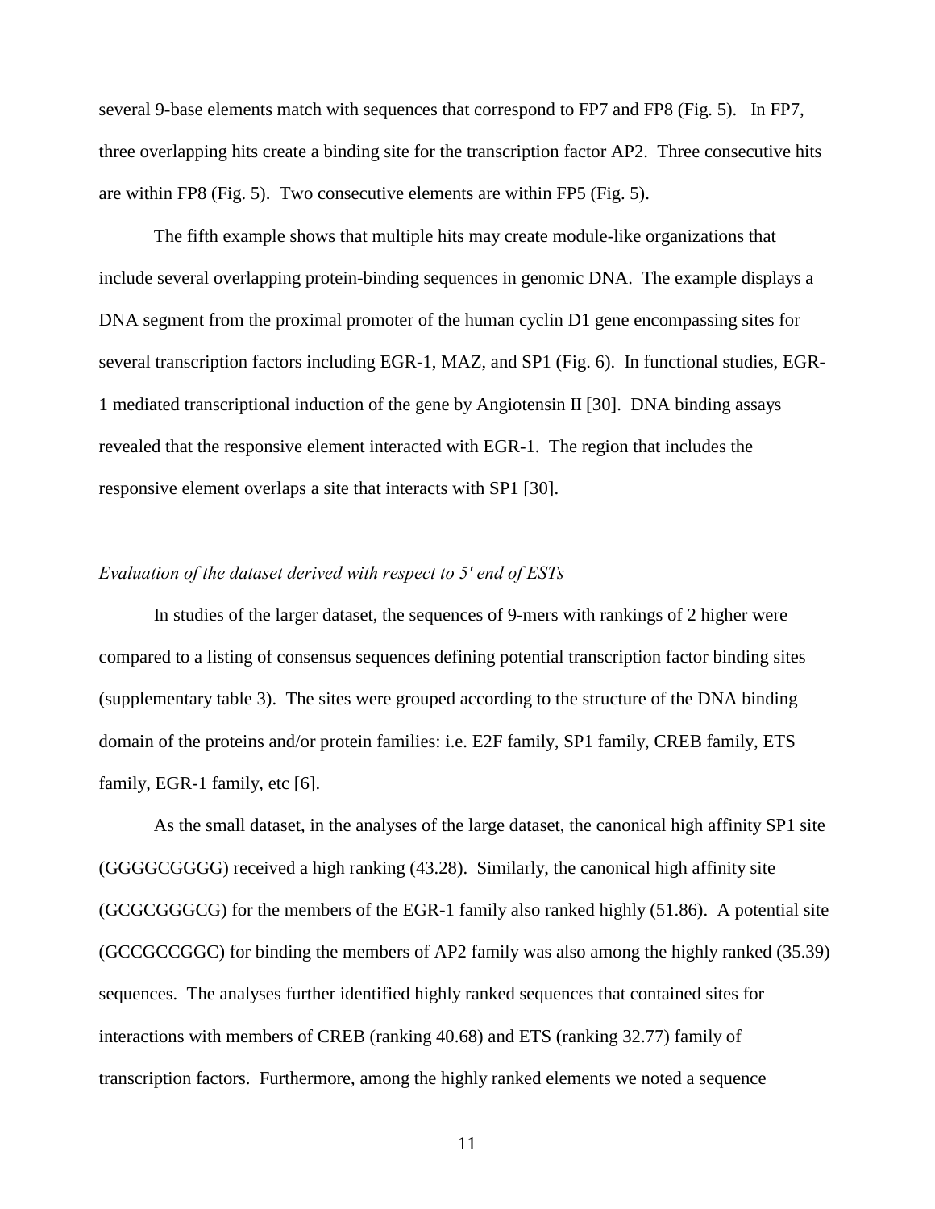several 9-base elements match with sequences that correspond to FP7 and FP8 (Fig. 5). In FP7, three overlapping hits create a binding site for the transcription factor AP2. Three consecutive hits are within FP8 (Fig. 5). Two consecutive elements are within FP5 (Fig. 5).

The fifth example shows that multiple hits may create module-like organizations that include several overlapping protein-binding sequences in genomic DNA. The example displays a DNA segment from the proximal promoter of the human cyclin D1 gene encompassing sites for several transcription factors including EGR-1, MAZ, and SP1 (Fig. 6). In functional studies, EGR-1 mediated transcriptional induction of the gene by Angiotensin II [30]. DNA binding assays revealed that the responsive element interacted with EGR-1. The region that includes the responsive element overlaps a site that interacts with SP1 [30].

### *Evaluation of the dataset derived with respect to 5′ end of ESTs*

In studies of the larger dataset, the sequences of 9-mers with rankings of 2 higher were compared to a listing of consensus sequences defining potential transcription factor binding sites (supplementary table 3). The sites were grouped according to the structure of the DNA binding domain of the proteins and/or protein families: i.e. E2F family, SP1 family, CREB family, ETS family, EGR-1 family, etc [6].

As the small dataset, in the analyses of the large dataset, the canonical high affinity SP1 site (GGGGCGGGG) received a high ranking (43.28). Similarly, the canonical high affinity site (GCGCGGGCG) for the members of the EGR-1 family also ranked highly (51.86). A potential site (GCCGCCGGC) for binding the members of AP2 family was also among the highly ranked (35.39) sequences. The analyses further identified highly ranked sequences that contained sites for interactions with members of CREB (ranking 40.68) and ETS (ranking 32.77) family of transcription factors. Furthermore, among the highly ranked elements we noted a sequence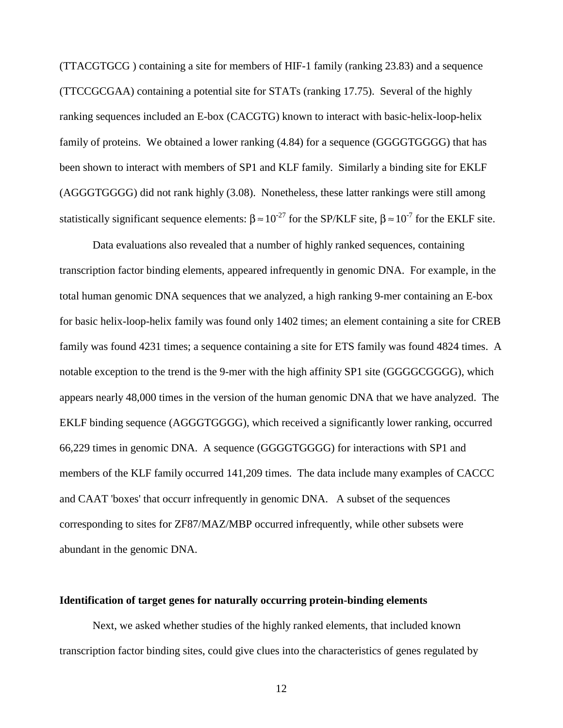(TTACGTGCG ) containing a site for members of HIF-1 family (ranking 23.83) and a sequence (TTCCGCGAA) containing a potential site for STATs (ranking 17.75). Several of the highly ranking sequences included an E-box (CACGTG) known to interact with basic-helix-loop-helix family of proteins. We obtained a lower ranking (4.84) for a sequence (GGGGTGGGG) that has been shown to interact with members of SP1 and KLF family. Similarly a binding site for EKLF (AGGGTGGGG) did not rank highly (3.08). Nonetheless, these latter rankings were still among statistically significant sequence elements: $\beta \approx 10^{-27}$ for the SP/KLF site, $\beta \approx 10^{-7}$ for the EKLF site.

Data evaluations also revealed that a number of highly ranked sequences, containing transcription factor binding elements, appeared infrequently in genomic DNA. For example, in the total human genomic DNA sequences that we analyzed, a high ranking 9-mer containing an E-box for basic helix-loop-helix family was found only 1402 times; an element containing a site for CREB family was found 4231 times; a sequence containing a site for ETS family was found 4824 times. A notable exception to the trend is the 9-mer with the high affinity SP1 site (GGGGCGGGG), which appears nearly 48,000 times in the version of the human genomic DNA that we have analyzed. The EKLF binding sequence (AGGGTGGGG), which received a significantly lower ranking, occurred 66,229 times in genomic DNA. A sequence (GGGGTGGGG) for interactions with SP1 and members of the KLF family occurred 141,209 times. The data include many examples of CACCC and CAAT 'boxes' that occurr infrequently in genomic DNA. A subset of the sequences corresponding to sites for ZF87/MAZ/MBP occurred infrequently, while other subsets were abundant in the genomic DNA.

### Identification of target genes for naturally occurring protein-binding elements

Next, we asked whether studies of the highly ranked elements, that included known transcription factor binding sites, could give clues into the characteristics of genes regulated by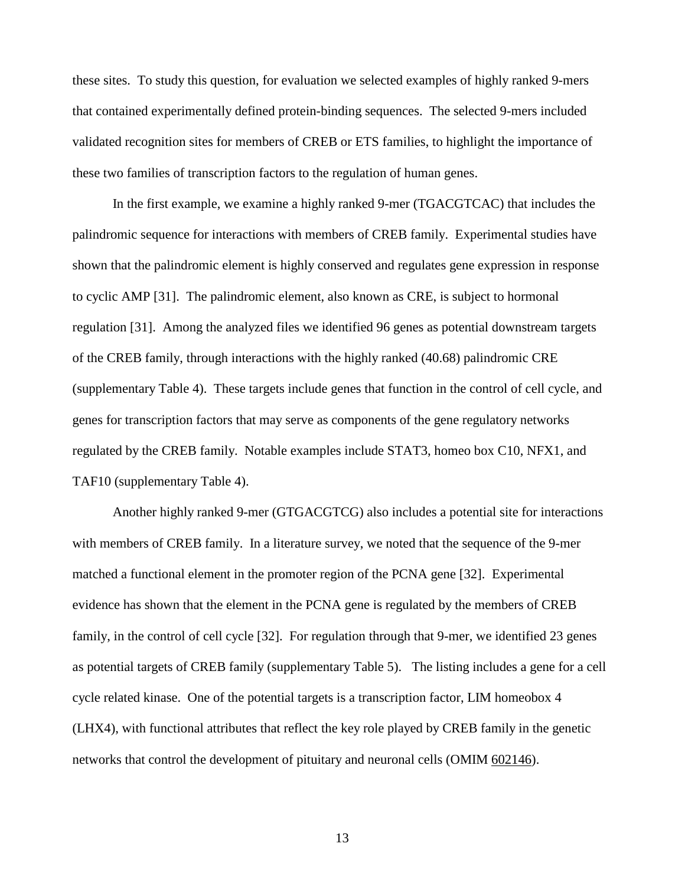these sites. To study this question, for evaluation we selected examples of highly ranked 9-mers that contained experimentally defined protein-binding sequences. The selected 9-mers included validated recognition sites for members of CREB or ETS families, to highlight the importance of these two families of transcription factors to the regulation of human genes.

In the first example, we examine a highly ranked 9-mer (TGACGTCAC) that includes the palindromic sequence for interactions with members of CREB family. Experimental studies have shown that the palindromic element is highly conserved and regulates gene expression in response to cyclic AMP [31]. The palindromic element, also known as CRE, is subject to hormonal regulation [31]. Among the analyzed files we identified 96 genes as potential downstream targets of the CREB family, through interactions with the highly ranked (40.68) palindromic CRE (supplementary Table 4). These targets include genes that function in the control of cell cycle, and genes for transcription factors that may serve as components of the gene regulatory networks regulated by the CREB family. Notable examples include STAT3, homeo box C10, NFX1, and TAF10 (supplementary Table 4).

Another highly ranked 9-mer (GTGACGTCG) also includes a potential site for interactions with members of CREB family. In a literature survey, we noted that the sequence of the 9-mer matched a functional element in the promoter region of the PCNA gene [32]. Experimental evidence has shown that the element in the PCNA gene is regulated by the members of CREB family, in the control of cell cycle [32]. For regulation through that 9-mer, we identified 23 genes as potential targets of CREB family (supplementary Table 5). The listing includes a gene for a cell cycle related kinase. One of the potential targets is a transcription factor, LIM homeobox 4 (LHX4), with functional attributes that reflect the key role played by CREB family in the genetic networks that control the development of pituitary and neuronal cells (OMIM 602146).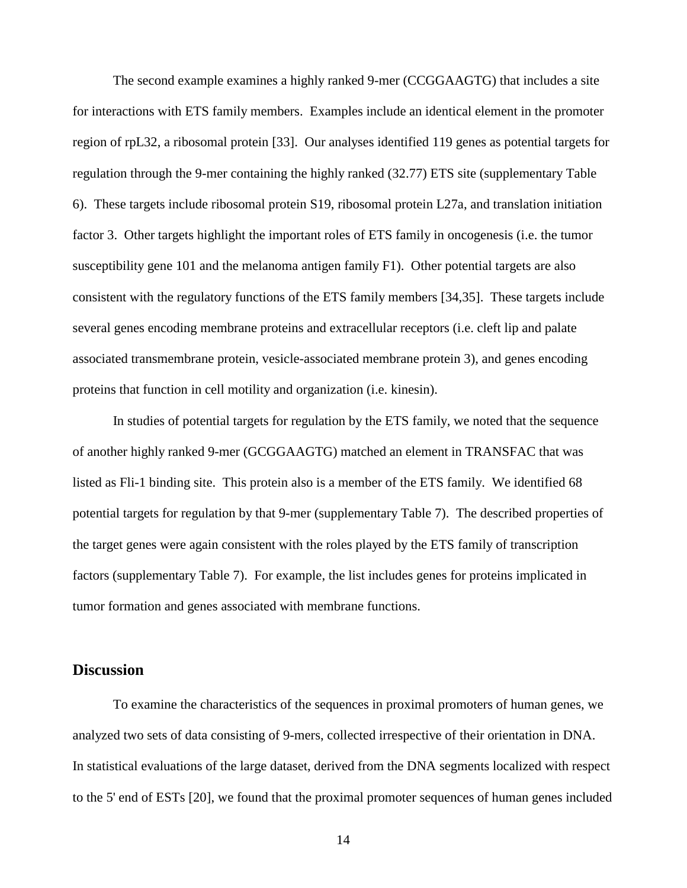The second example examines a highly ranked 9-mer (CCGGAAGTG) that includes a site for interactions with ETS family members. Examples include an identical element in the promoter region of rpL32, a ribosomal protein [33]. Our analyses identified 119 genes as potential targets for regulation through the 9-mer containing the highly ranked (32.77) ETS site (supplementary Table 6). These targets include ribosomal protein S19, ribosomal protein L27a, and translation initiation factor 3. Other targets highlight the important roles of ETS family in oncogenesis (i.e. the tumor susceptibility gene 101 and the melanoma antigen family F1). Other potential targets are also consistent with the regulatory functions of the ETS family members [34,35]. These targets include several genes encoding membrane proteins and extracellular receptors (i.e. cleft lip and palate associated transmembrane protein, vesicle-associated membrane protein 3), and genes encoding proteins that function in cell motility and organization (i.e. kinesin).

In studies of potential targets for regulation by the ETS family, we noted that the sequence of another highly ranked 9-mer (GCGGAAGTG) matched an element in TRANSFAC that was listed as Fli-1 binding site. This protein also is a member of the ETS family. We identified 68 potential targets for regulation by that 9-mer (supplementary Table 7). The described properties of the target genes were again consistent with the roles played by the ETS family of transcription factors (supplementary Table 7). For example, the list includes genes for proteins implicated in tumor formation and genes associated with membrane functions.

## Discussion

To examine the characteristics of the sequences in proximal promoters of human genes, we analyzed two sets of data consisting of 9-mers, collected irrespective of their orientation in DNA. In statistical evaluations of the large dataset, derived from the DNA segments localized with respect to the 5' end of ESTs [20], we found that the proximal promoter sequences of human genes included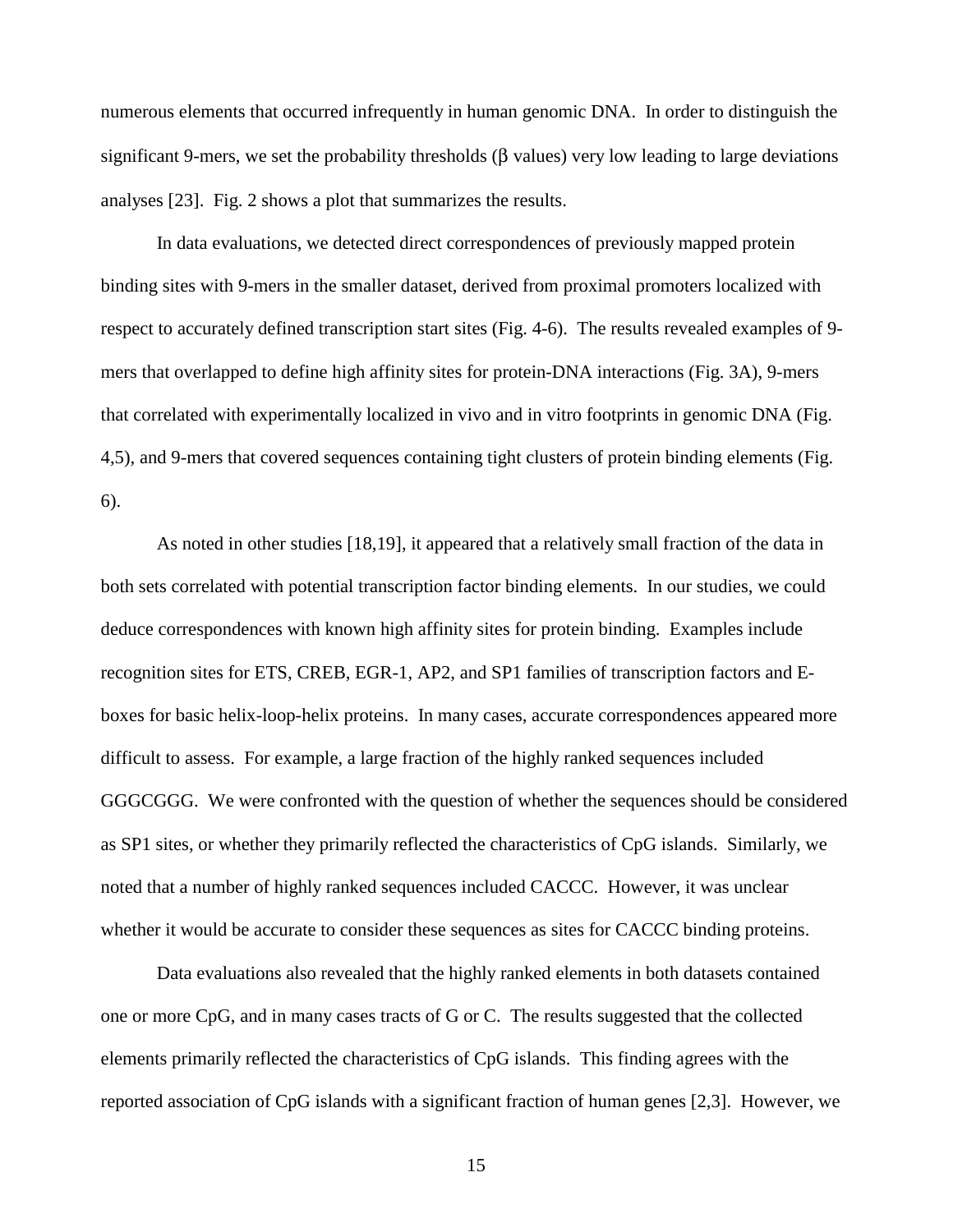numerous elements that occurred infrequently in human genomic DNA. In order to distinguish the significant 9-mers, we set the probability thresholds ($\beta$ values) very low leading to large deviations analyses [23]. Fig. 2 shows a plot that summarizes the results.

In data evaluations, we detected direct correspondences of previously mapped protein binding sites with 9-mers in the smaller dataset, derived from proximal promoters localized with respect to accurately defined transcription start sites (Fig. 4-6). The results revealed examples of 9-mers that overlapped to define high affinity sites for protein-DNA interactions (Fig. 3A), 9-mers that correlated with experimentally localized in vivo and in vitro footprints in genomic DNA (Fig. 4,5), and 9-mers that covered sequences containing tight clusters of protein binding elements (Fig. 6).

As noted in other studies [18,19], it appeared that a relatively small fraction of the data in both sets correlated with potential transcription factor binding elements. In our studies, we could deduce correspondences with known high affinity sites for protein binding. Examples include recognition sites for ETS, CREB, EGR-1, AP2, and SP1 families of transcription factors and E-boxes for basic helix-loop-helix proteins. In many cases, accurate correspondences appeared more difficult to assess. For example, a large fraction of the highly ranked sequences included GGGCGGG. We were confronted with the question of whether the sequences should be considered as SP1 sites, or whether they primarily reflected the characteristics of CpG islands. Similarly, we noted that a number of highly ranked sequences included CACCC. However, it was unclear whether it would be accurate to consider these sequences as sites for CACCC binding proteins.

Data evaluations also revealed that the highly ranked elements in both datasets contained one or more CpG, and in many cases tracts of G or C. The results suggested that the collected elements primarily reflected the characteristics of CpG islands. This finding agrees with the reported association of CpG islands with a significant fraction of human genes [2,3]. However, we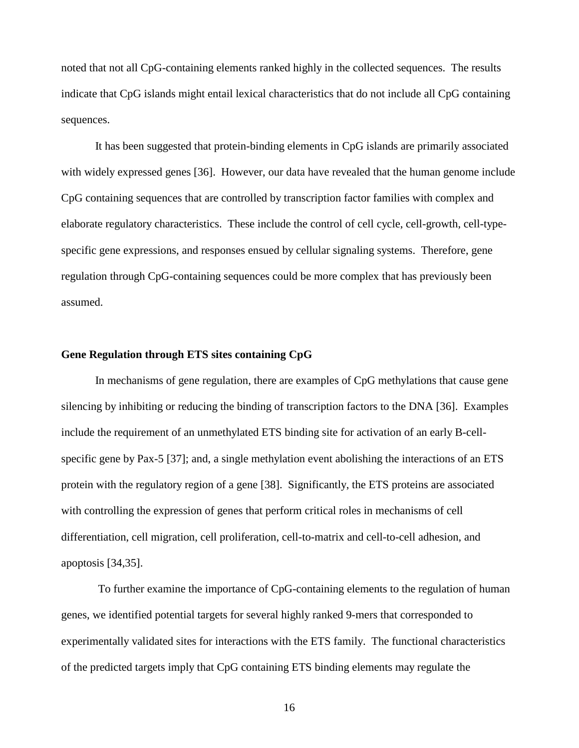noted that not all CpG-containing elements ranked highly in the collected sequences. The results indicate that CpG islands might entail lexical characteristics that do not include all CpG containing sequences.

It has been suggested that protein-binding elements in CpG islands are primarily associated with widely expressed genes [36]. However, our data have revealed that the human genome include CpG containing sequences that are controlled by transcription factor families with complex and elaborate regulatory characteristics. These include the control of cell cycle, cell-growth, cell-type-specific gene expressions, and responses ensued by cellular signaling systems. Therefore, gene regulation through CpG-containing sequences could be more complex that has previously been assumed.

### Gene Regulation through ETS sites containing CpG

In mechanisms of gene regulation, there are examples of CpG methylations that cause gene silencing by inhibiting or reducing the binding of transcription factors to the DNA [36]. Examples include the requirement of an unmethylated ETS binding site for activation of an early B-cell-specific gene by Pax-5 [37]; and, a single methylation event abolishing the interactions of an ETS protein with the regulatory region of a gene [38]. Significantly, the ETS proteins are associated with controlling the expression of genes that perform critical roles in mechanisms of cell differentiation, cell migration, cell proliferation, cell-to-matrix and cell-to-cell adhesion, and apoptosis [34,35].

To further examine the importance of CpG-containing elements to the regulation of human genes, we identified potential targets for several highly ranked 9-mers that corresponded to experimentally validated sites for interactions with the ETS family. The functional characteristics of the predicted targets imply that CpG containing ETS binding elements may regulate the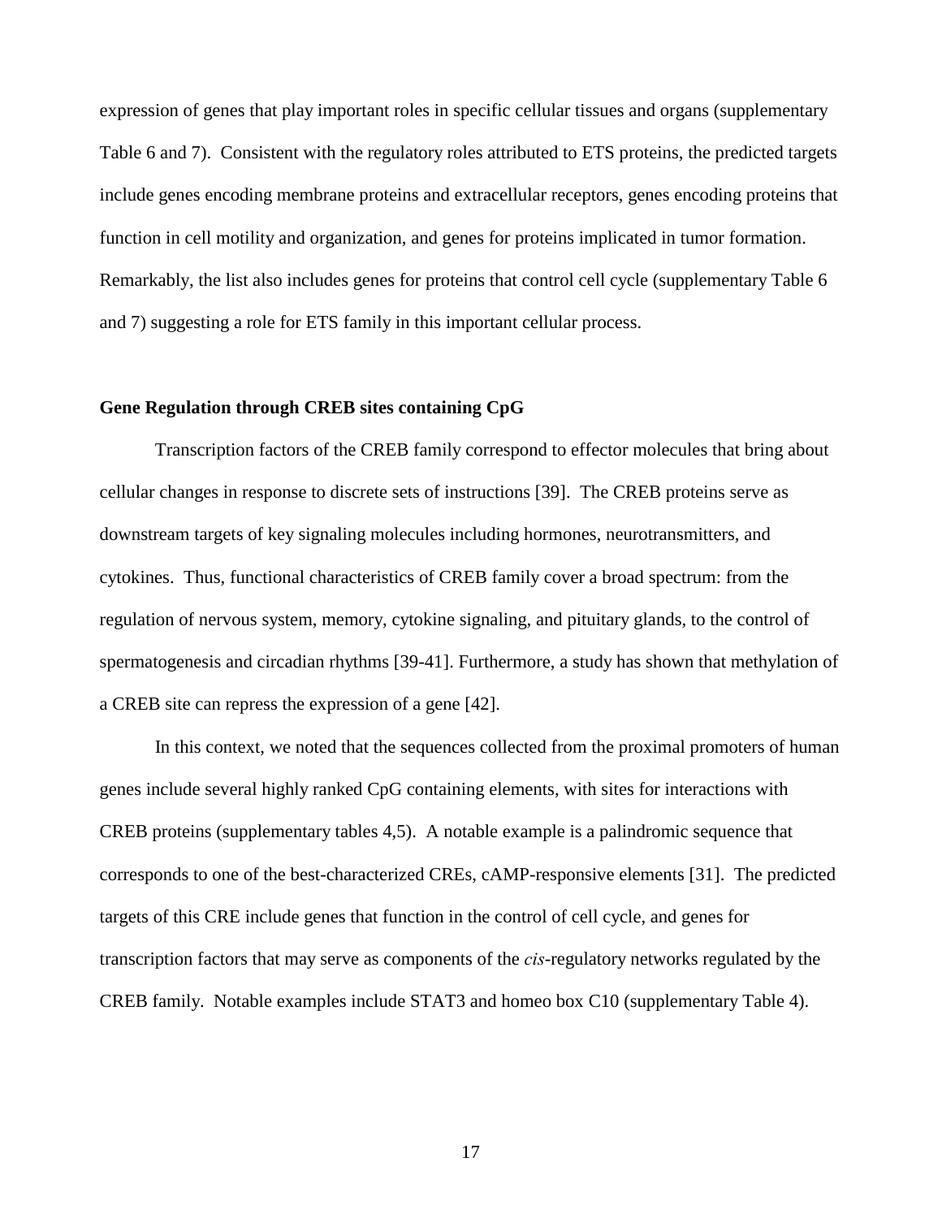expression of genes that play important roles in specific cellular tissues and organs (supplementary Table 6 and 7). Consistent with the regulatory roles attributed to ETS proteins, the predicted targets include genes encoding membrane proteins and extracellular receptors, genes encoding proteins that function in cell motility and organization, and genes for proteins implicated in tumor formation. Remarkably, the list also includes genes for proteins that control cell cycle (supplementary Table 6 and 7) suggesting a role for ETS family in this important cellular process.

### Gene Regulation through CREB sites containing CpG

Transcription factors of the CREB family correspond to effector molecules that bring about cellular changes in response to discrete sets of instructions [39]. The CREB proteins serve as downstream targets of key signaling molecules including hormones, neurotransmitters, and cytokines. Thus, functional characteristics of CREB family cover a broad spectrum: from the regulation of nervous system, memory, cytokine signaling, and pituitary glands, to the control of spermatogenesis and circadian rhythms [39-41]. Furthermore, a study has shown that methylation of a CREB site can repress the expression of a gene [42].

In this context, we noted that the sequences collected from the proximal promoters of human genes include several highly ranked CpG containing elements, with sites for interactions with CREB proteins (supplementary tables 4,5). A notable example is a palindromic sequence that corresponds to one of the best-characterized CREs, cAMP-responsive elements [31]. The predicted targets of this CRE include genes that function in the control of cell cycle, and genes for transcription factors that may serve as components of the *cis*-regulatory networks regulated by the CREB family. Notable examples include STAT3 and homeo box C10 (supplementary Table 4).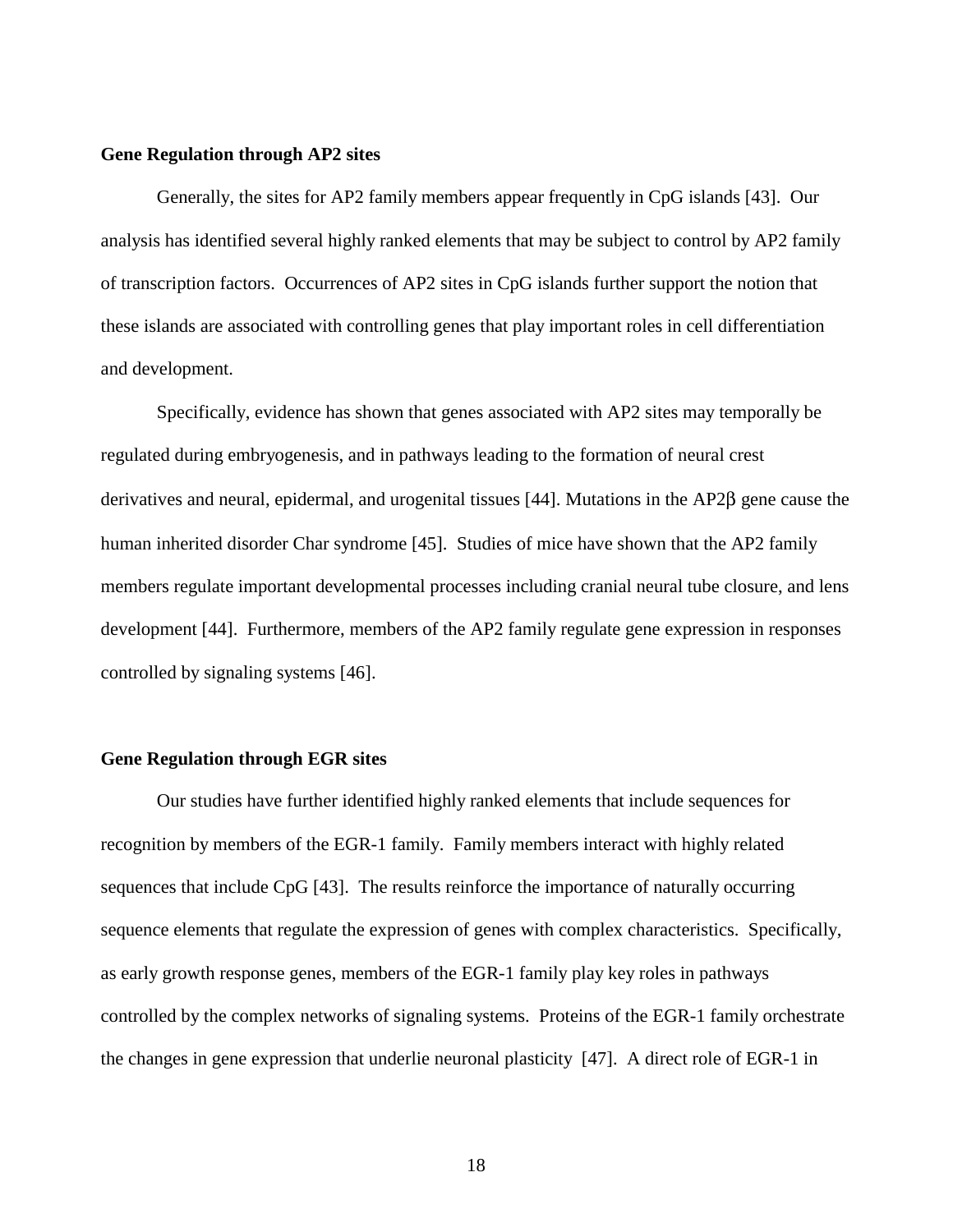**Gene Regulation through AP2 sites**

Generally, the sites for AP2 family members appear frequently in CpG islands [43]. Our analysis has identified several highly ranked elements that may be subject to control by AP2 family of transcription factors. Occurrences of AP2 sites in CpG islands further support the notion that these islands are associated with controlling genes that play important roles in cell differentiation and development.

Specifically, evidence has shown that genes associated with AP2 sites may temporally be regulated during embryogenesis, and in pathways leading to the formation of neural crest derivatives and neural, epidermal, and urogenital tissues [44]. Mutations in the AP2β gene cause the human inherited disorder Char syndrome [45]. Studies of mice have shown that the AP2 family members regulate important developmental processes including cranial neural tube closure, and lens development [44]. Furthermore, members of the AP2 family regulate gene expression in responses controlled by signaling systems [46].

**Gene Regulation through EGR sites**

Our studies have further identified highly ranked elements that include sequences for recognition by members of the EGR-1 family. Family members interact with highly related sequences that include CpG [43]. The results reinforce the importance of naturally occurring sequence elements that regulate the expression of genes with complex characteristics. Specifically, as early growth response genes, members of the EGR-1 family play key roles in pathways controlled by the complex networks of signaling systems. Proteins of the EGR-1 family orchestrate the changes in gene expression that underlie neuronal plasticity [47]. A direct role of EGR-1 in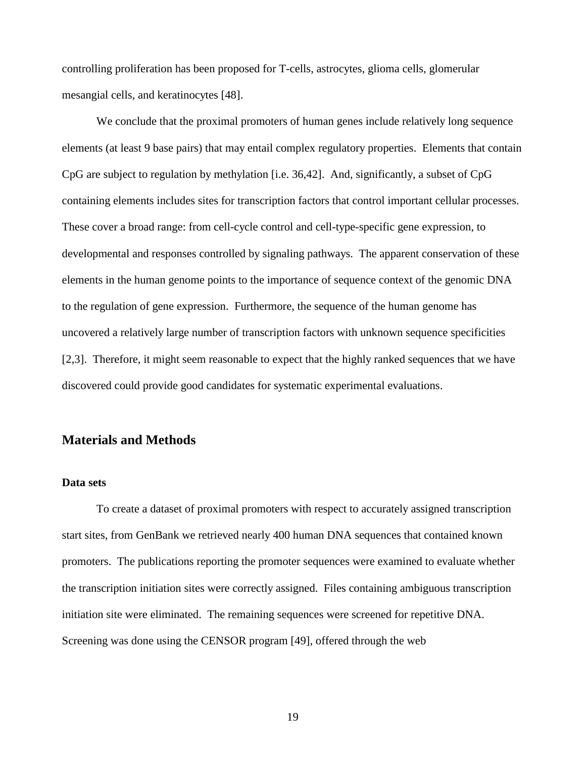controlling proliferation has been proposed for T-cells, astrocytes, glioma cells, glomerular mesangial cells, and keratinocytes [48].

We conclude that the proximal promoters of human genes include relatively long sequence elements (at least 9 base pairs) that may entail complex regulatory properties. Elements that contain CpG are subject to regulation by methylation [i.e. 36,42]. And, significantly, a subset of CpG containing elements includes sites for transcription factors that control important cellular processes. These cover a broad range: from cell-cycle control and cell-type-specific gene expression, to developmental and responses controlled by signaling pathways. The apparent conservation of these elements in the human genome points to the importance of sequence context of the genomic DNA to the regulation of gene expression. Furthermore, the sequence of the human genome has uncovered a relatively large number of transcription factors with unknown sequence specificities [2,3]. Therefore, it might seem reasonable to expect that the highly ranked sequences that we have discovered could provide good candidates for systematic experimental evaluations.

## Materials and Methods

### Data sets

To create a dataset of proximal promoters with respect to accurately assigned transcription start sites, from GenBank we retrieved nearly 400 human DNA sequences that contained known promoters. The publications reporting the promoter sequences were examined to evaluate whether the transcription initiation sites were correctly assigned. Files containing ambiguous transcription initiation site were eliminated. The remaining sequences were screened for repetitive DNA. Screening was done using the CENSOR program [49], offered through the web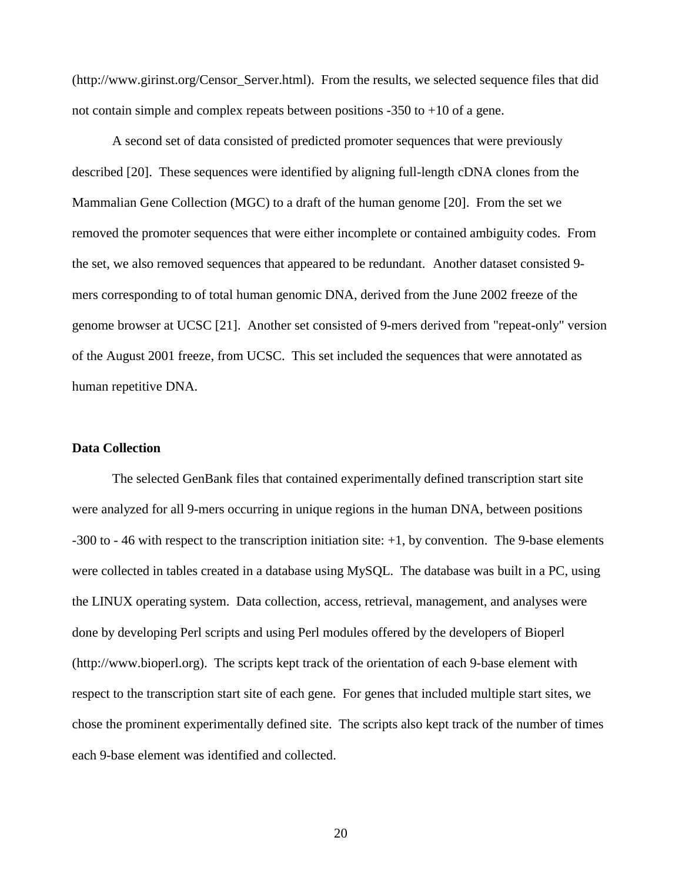(http://www.girinst.org/Censor_Server.html). From the results, we selected sequence files that did not contain simple and complex repeats between positions -350 to +10 of a gene.

A second set of data consisted of predicted promoter sequences that were previously described [20]. These sequences were identified by aligning full-length cDNA clones from the Mammalian Gene Collection (MGC) to a draft of the human genome [20]. From the set we removed the promoter sequences that were either incomplete or contained ambiguity codes. From the set, we also removed sequences that appeared to be redundant. Another dataset consisted 9-mers corresponding to of total human genomic DNA, derived from the June 2002 freeze of the genome browser at UCSC [21]. Another set consisted of 9-mers derived from "repeat-only" version of the August 2001 freeze, from UCSC. This set included the sequences that were annotated as human repetitive DNA.

**Data Collection**

The selected GenBank files that contained experimentally defined transcription start site were analyzed for all 9-mers occurring in unique regions in the human DNA, between positions -300 to - 46 with respect to the transcription initiation site: +1, by convention. The 9-base elements were collected in tables created in a database using MySQL. The database was built in a PC, using the LINUX operating system. Data collection, access, retrieval, management, and analyses were done by developing Perl scripts and using Perl modules offered by the developers of Bioperl (http://www.bioperl.org). The scripts kept track of the orientation of each 9-base element with respect to the transcription start site of each gene. For genes that included multiple start sites, we chose the prominent experimentally defined site. The scripts also kept track of the number of times each 9-base element was identified and collected.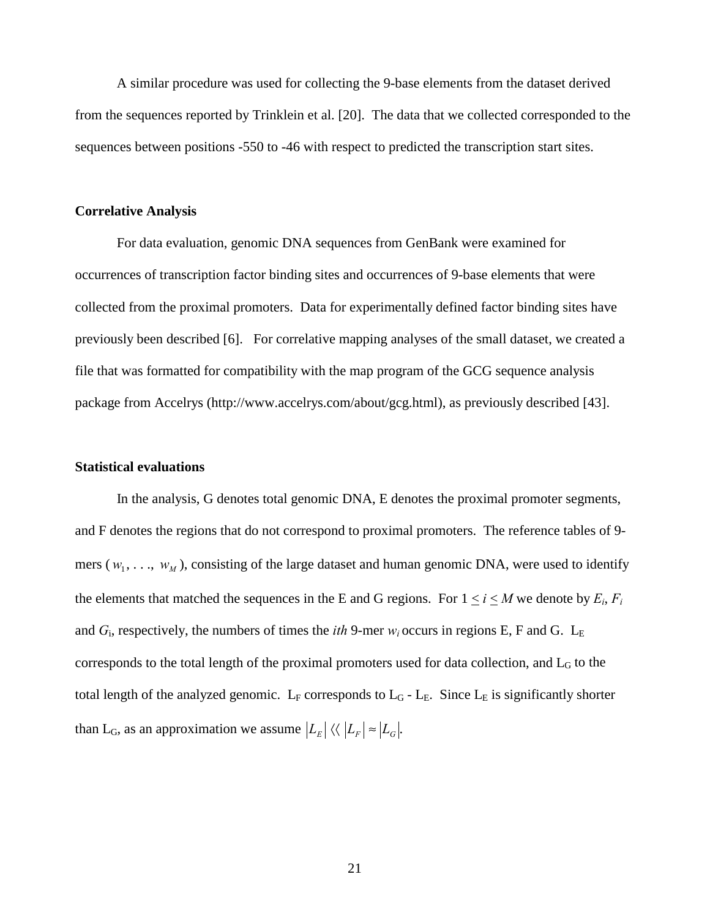A similar procedure was used for collecting the 9-base elements from the dataset derived from the sequences reported by Trinklein et al. [20]. The data that we collected corresponded to the sequences between positions -550 to -46 with respect to predicted the transcription start sites.

**Correlative Analysis**

For data evaluation, genomic DNA sequences from GenBank were examined for occurrences of transcription factor binding sites and occurrences of 9-base elements that were collected from the proximal promoters. Data for experimentally defined factor binding sites have previously been described [6]. For correlative mapping analyses of the small dataset, we created a file that was formatted for compatibility with the map program of the GCG sequence analysis package from Accelrys (http://www.accelrys.com/about/gcg.html), as previously described [43].

**Statistical evaluations**

In the analysis, G denotes total genomic DNA, E denotes the proximal promoter segments, and F denotes the regions that do not correspond to proximal promoters. The reference tables of 9-mers ($w_1, \ldots, w_M$), consisting of the large dataset and human genomic DNA, were used to identify the elements that matched the sequences in the E and G regions. For $1 \leq i \leq M$ we denote by $E_i$, $F_i$ and $G_i$, respectively, the numbers of times the *ith* 9-mer $w_i$ occurs in regions E, F and G. $L_E$ corresponds to the total length of the proximal promoters used for data collection, and $L_G$ to the total length of the analyzed genomic. $L_F$ corresponds to $L_G$ - $L_E$. Since $L_E$ is significantly shorter than $L_G$, as an approximation we assume $|L_E| \langle\langle\ |L_F| \approx |L_G|$.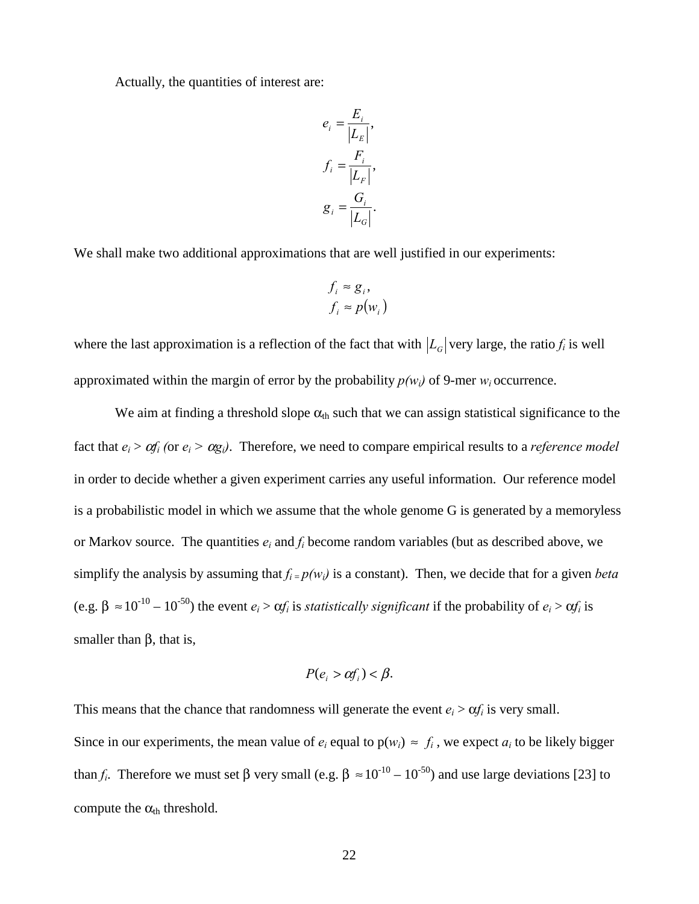Actually, the quantities of interest are:

$$e_i = \frac{E_i}{|L_E|},$$
$$f_i = \frac{F_i}{|L_F|},$$
$$g_i = \frac{G_i}{|L_G|}.$$

We shall make two additional approximations that are well justified in our experiments:

$$f_i \approx g_i,$$
$$f_i \approx p(w_i)$$

where the last approximation is a reflection of the fact that with $|L_G|$ very large, the ratio $f_i$ is well approximated within the margin of error by the probability $p(w_i)$ of 9-mer $w_i$ occurrence.

We aim at finding a threshold slope $\alpha_{th}$ such that we can assign statistical significance to the fact that $e_i > \alpha f_i$ (or $e_i > \alpha g_i$). Therefore, we need to compare empirical results to a *reference model* in order to decide whether a given experiment carries any useful information. Our reference model is a probabilistic model in which we assume that the whole genome G is generated by a memoryless or Markov source. The quantities $e_i$ and $f_i$ become random variables (but as described above, we simplify the analysis by assuming that $f_i = p(w_i)$ is a constant). Then, we decide that for a given *beta* (e.g. $\beta \approx 10^{-10} - 10^{-50}$) the event $e_i > \alpha f_i$ is *statistically significant* if the probability of $e_i > \alpha f_i$ is smaller than $\beta$, that is,

$$P(e_i > \alpha f_i) < \beta.$$

This means that the chance that randomness will generate the event $e_i > \alpha f_i$ is very small.
Since in our experiments, the mean value of $e_i$ equal to $p(w_i) \approx f_i$, we expect $a_i$ to be likely bigger than $f_i$. Therefore we must set $\beta$ very small (e.g. $\beta \approx 10^{-10} - 10^{-50}$) and use large deviations [23] to compute the $\alpha_{th}$ threshold.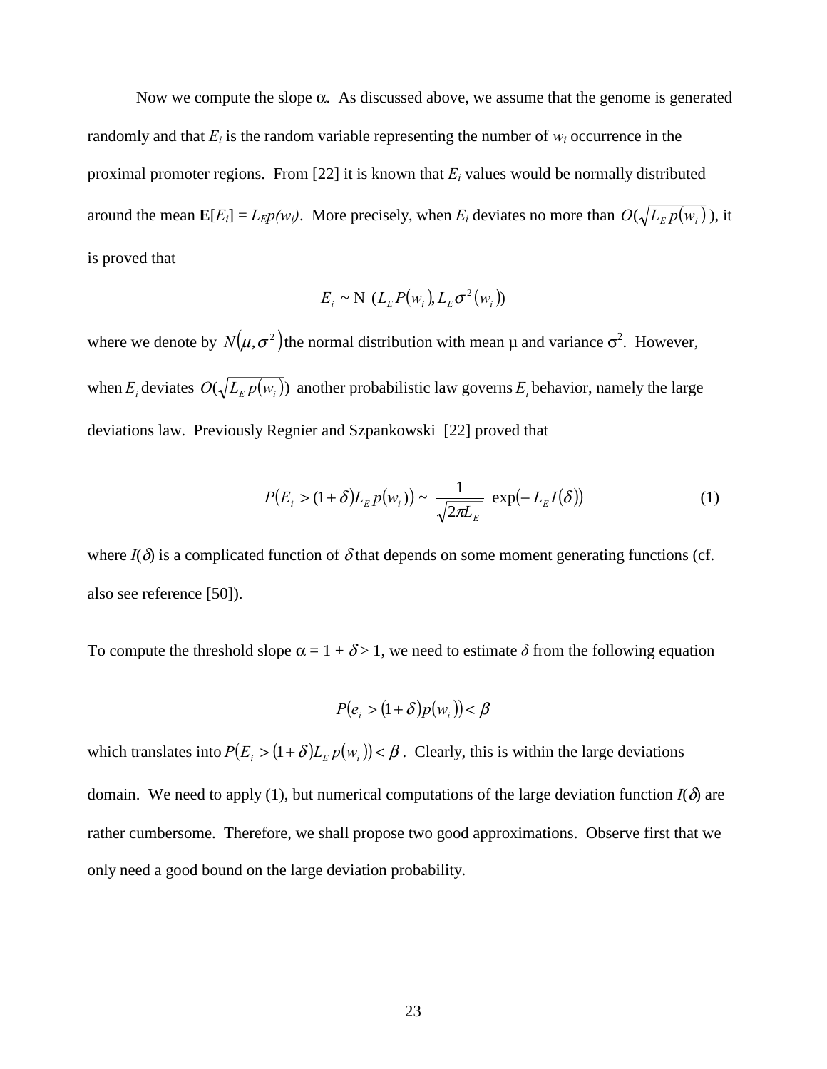Now we compute the slope $\alpha$. As discussed above, we assume that the genome is generated randomly and that $E_i$ is the random variable representing the number of $w_i$ occurrence in the proximal promoter regions. From [22] it is known that $E_i$ values would be normally distributed around the mean $\mathbf{E}[E_i] = L_E p(w_i)$. More precisely, when $E_i$ deviates no more than $O(\sqrt{L_E p(w_i)})$, it is proved that

$$E_i \sim \mathrm{N}\ (L_E P(w_i), L_E \sigma^2(w_i))$$

where we denote by $N(\mu, \sigma^2)$ the normal distribution with mean $\mu$ and variance $\sigma^2$. However, when $E_i$ deviates $O(\sqrt{L_E p(w_i)})$ another probabilistic law governs $E_i$ behavior, namely the large deviations law. Previously Regnier and Szpankowski [22] proved that

$$P(E_i > (1+\delta) L_E p(w_i)) \sim \frac{1}{\sqrt{2\pi L_E}} \exp(-L_E I(\delta)) \tag{1}$$

where $I(\delta)$ is a complicated function of $\delta$ that depends on some moment generating functions (cf. also see reference [50]).

To compute the threshold slope $\alpha = 1 + \delta > 1$, we need to estimate $\delta$ from the following equation

$$P(e_i > (1+\delta) p(w_i)) < \beta$$

which translates into $P(E_i > (1+\delta) L_E p(w_i)) < \beta$. Clearly, this is within the large deviations domain. We need to apply (1), but numerical computations of the large deviation function $I(\delta)$ are rather cumbersome. Therefore, we shall propose two good approximations. Observe first that we only need a good bound on the large deviation probability.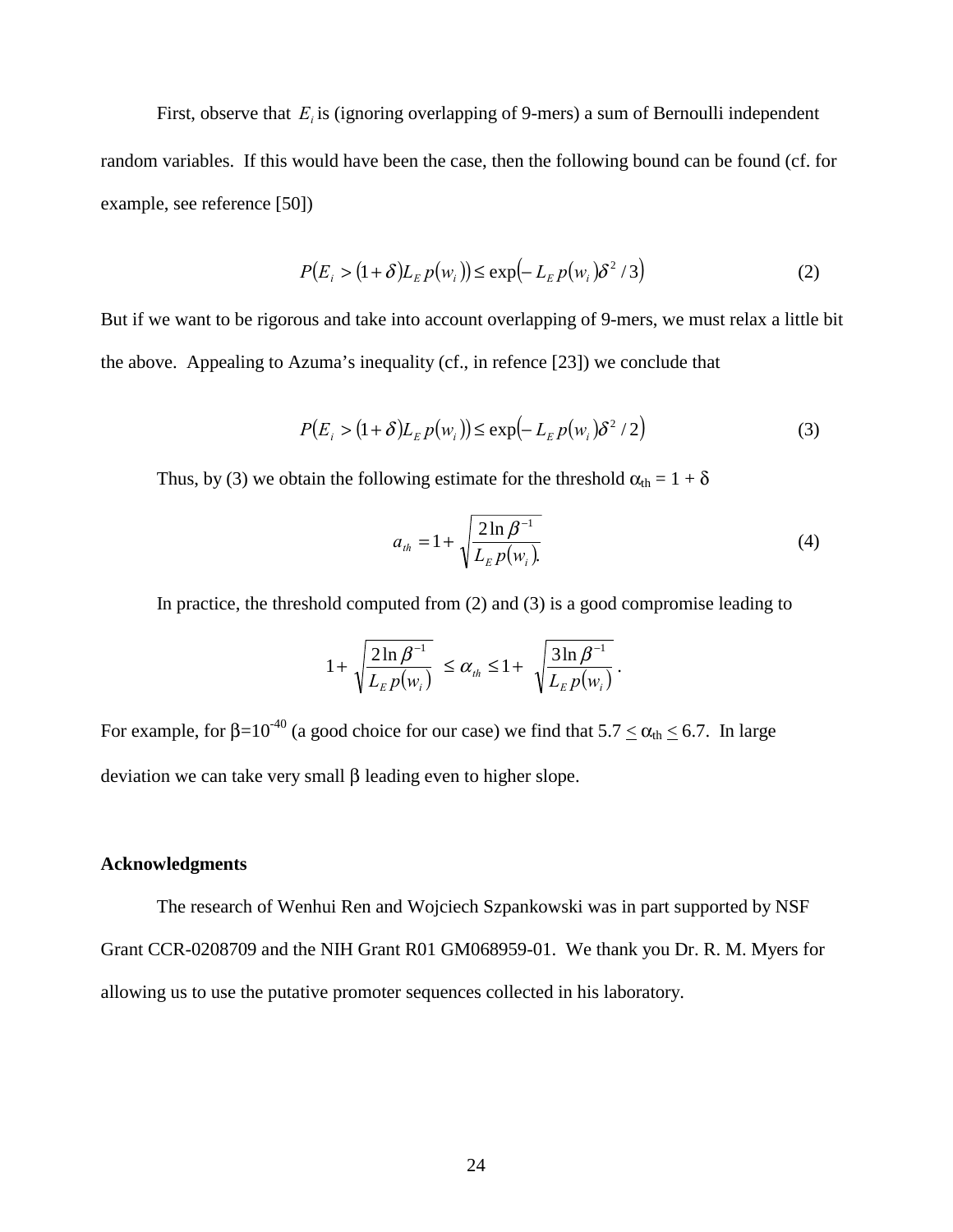First, observe that $E_i$ is (ignoring overlapping of 9-mers) a sum of Bernoulli independent random variables. If this would have been the case, then the following bound can be found (cf. for example, see reference [50])

$$P(E_i > (1+\delta)L_E p(w_i)) \le \exp(-L_E p(w_i)\delta^2 / 3) \tag{2}$$

But if we want to be rigorous and take into account overlapping of 9-mers, we must relax a little bit the above. Appealing to Azuma's inequality (cf., in refence [23]) we conclude that

$$P(E_i > (1+\delta)L_E p(w_i)) \le \exp(-L_E p(w_i)\delta^2 / 2) \tag{3}$$

Thus, by (3) we obtain the following estimate for the threshold $\alpha_{th} = 1 + \delta$

$$a_{th} = 1 + \sqrt{\frac{2\ln \beta^{-1}}{L_E p(w_i)}}. \tag{4}$$

In practice, the threshold computed from (2) and (3) is a good compromise leading to

$$1 + \sqrt{\frac{2\ln \beta^{-1}}{L_E p(w_i)}} \le \alpha_{th} \le 1 + \sqrt{\frac{3\ln \beta^{-1}}{L_E p(w_i)}}.$$

For example, for $\beta = 10^{-40}$ (a good choice for our case) we find that $5.7 \le \alpha_{th} \le 6.7$. In large deviation we can take very small $\beta$ leading even to higher slope.

**Acknowledgments**

The research of Wenhui Ren and Wojciech Szpankowski was in part supported by NSF Grant CCR-0208709 and the NIH Grant R01 GM068959-01. We thank you Dr. R. M. Myers for allowing us to use the putative promoter sequences collected in his laboratory.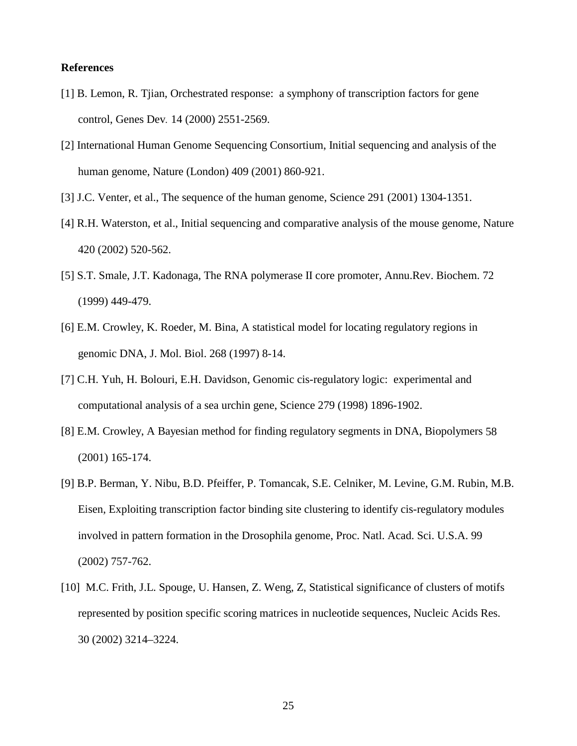**References**

[1] B. Lemon, R. Tjian, Orchestrated response: a symphony of transcription factors for gene control, Genes Dev. 14 (2000) 2551-2569.

[2] International Human Genome Sequencing Consortium, Initial sequencing and analysis of the human genome, Nature (London) 409 (2001) 860-921.

[3] J.C. Venter, et al., The sequence of the human genome, Science 291 (2001) 1304-1351.

[4] R.H. Waterston, et al., Initial sequencing and comparative analysis of the mouse genome, Nature 420 (2002) 520-562.

[5] S.T. Smale, J.T. Kadonaga, The RNA polymerase II core promoter, Annu.Rev. Biochem. 72 (1999) 449-479.

[6] E.M. Crowley, K. Roeder, M. Bina, A statistical model for locating regulatory regions in genomic DNA, J. Mol. Biol. 268 (1997) 8-14.

[7] C.H. Yuh, H. Bolouri, E.H. Davidson, Genomic cis-regulatory logic: experimental and computational analysis of a sea urchin gene, Science 279 (1998) 1896-1902.

[8] E.M. Crowley, A Bayesian method for finding regulatory segments in DNA, Biopolymers 58 (2001) 165-174.

[9] B.P. Berman, Y. Nibu, B.D. Pfeiffer, P. Tomancak, S.E. Celniker, M. Levine, G.M. Rubin, M.B. Eisen, Exploiting transcription factor binding site clustering to identify cis-regulatory modules involved in pattern formation in the Drosophila genome, Proc. Natl. Acad. Sci. U.S.A. 99 (2002) 757-762.

[10] M.C. Frith, J.L. Spouge, U. Hansen, Z. Weng, Z, Statistical significance of clusters of motifs represented by position specific scoring matrices in nucleotide sequences, Nucleic Acids Res. 30 (2002) 3214–3224.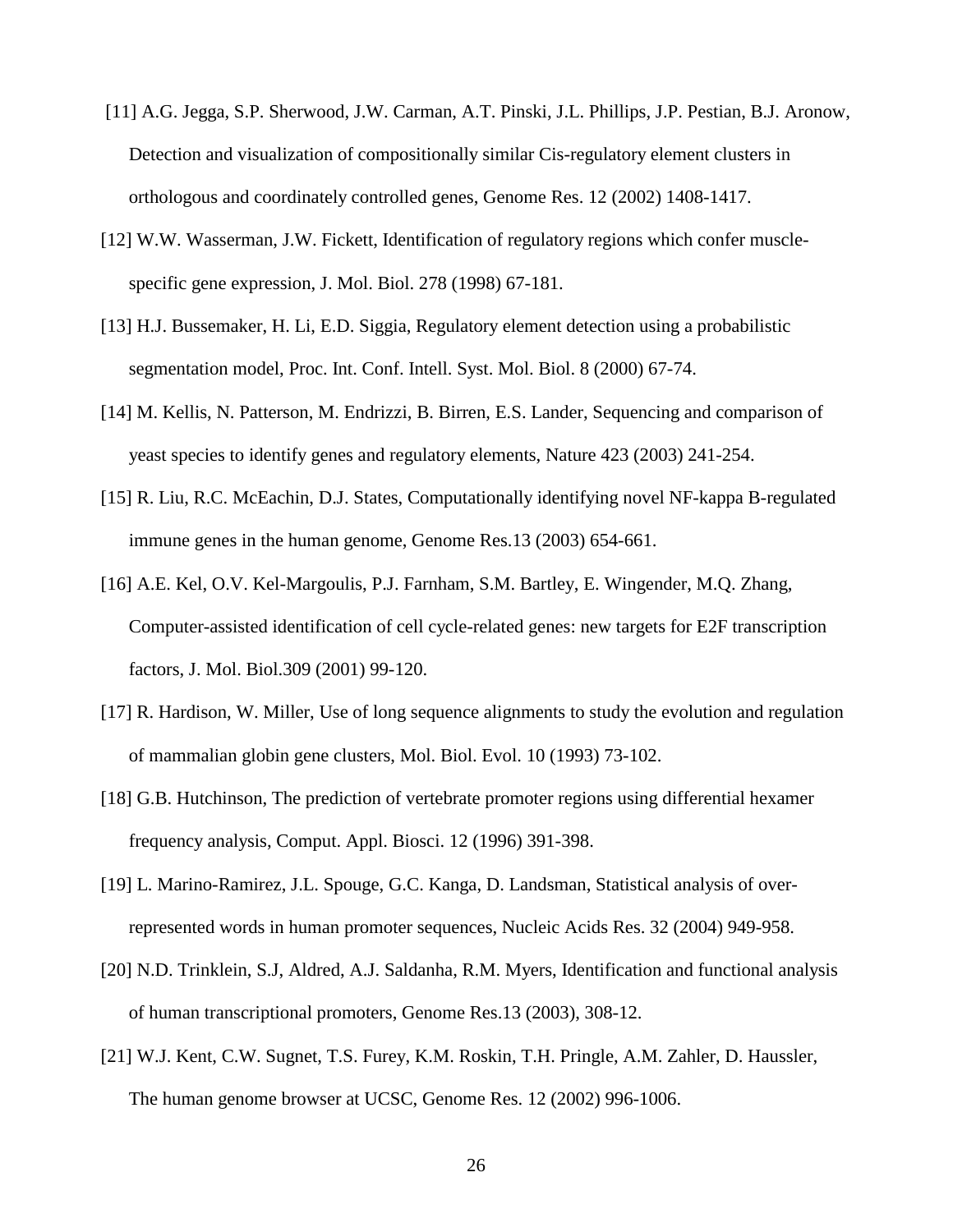[11] A.G. Jegga, S.P. Sherwood, J.W. Carman, A.T. Pinski, J.L. Phillips, J.P. Pestian, B.J. Aronow, Detection and visualization of compositionally similar Cis-regulatory element clusters in orthologous and coordinately controlled genes, Genome Res. 12 (2002) 1408-1417.

[12] W.W. Wasserman, J.W. Fickett, Identification of regulatory regions which confer muscle-specific gene expression, J. Mol. Biol. 278 (1998) 67-181.

[13] H.J. Bussemaker, H. Li, E.D. Siggia, Regulatory element detection using a probabilistic segmentation model, Proc. Int. Conf. Intell. Syst. Mol. Biol. 8 (2000) 67-74.

[14] M. Kellis, N. Patterson, M. Endrizzi, B. Birren, E.S. Lander, Sequencing and comparison of yeast species to identify genes and regulatory elements, Nature 423 (2003) 241-254.

[15] R. Liu, R.C. McEachin, D.J. States, Computationally identifying novel NF-kappa B-regulated immune genes in the human genome, Genome Res.13 (2003) 654-661.

[16] A.E. Kel, O.V. Kel-Margoulis, P.J. Farnham, S.M. Bartley, E. Wingender, M.Q. Zhang, Computer-assisted identification of cell cycle-related genes: new targets for E2F transcription factors, J. Mol. Biol.309 (2001) 99-120.

[17] R. Hardison, W. Miller, Use of long sequence alignments to study the evolution and regulation of mammalian globin gene clusters, Mol. Biol. Evol. 10 (1993) 73-102.

[18] G.B. Hutchinson, The prediction of vertebrate promoter regions using differential hexamer frequency analysis, Comput. Appl. Biosci. 12 (1996) 391-398.

[19] L. Marino-Ramirez, J.L. Spouge, G.C. Kanga, D. Landsman, Statistical analysis of over-represented words in human promoter sequences, Nucleic Acids Res. 32 (2004) 949-958.

[20] N.D. Trinklein, S.J, Aldred, A.J. Saldanha, R.M. Myers, Identification and functional analysis of human transcriptional promoters, Genome Res.13 (2003), 308-12.

[21] W.J. Kent, C.W. Sugnet, T.S. Furey, K.M. Roskin, T.H. Pringle, A.M. Zahler, D. Haussler, The human genome browser at UCSC, Genome Res. 12 (2002) 996-1006.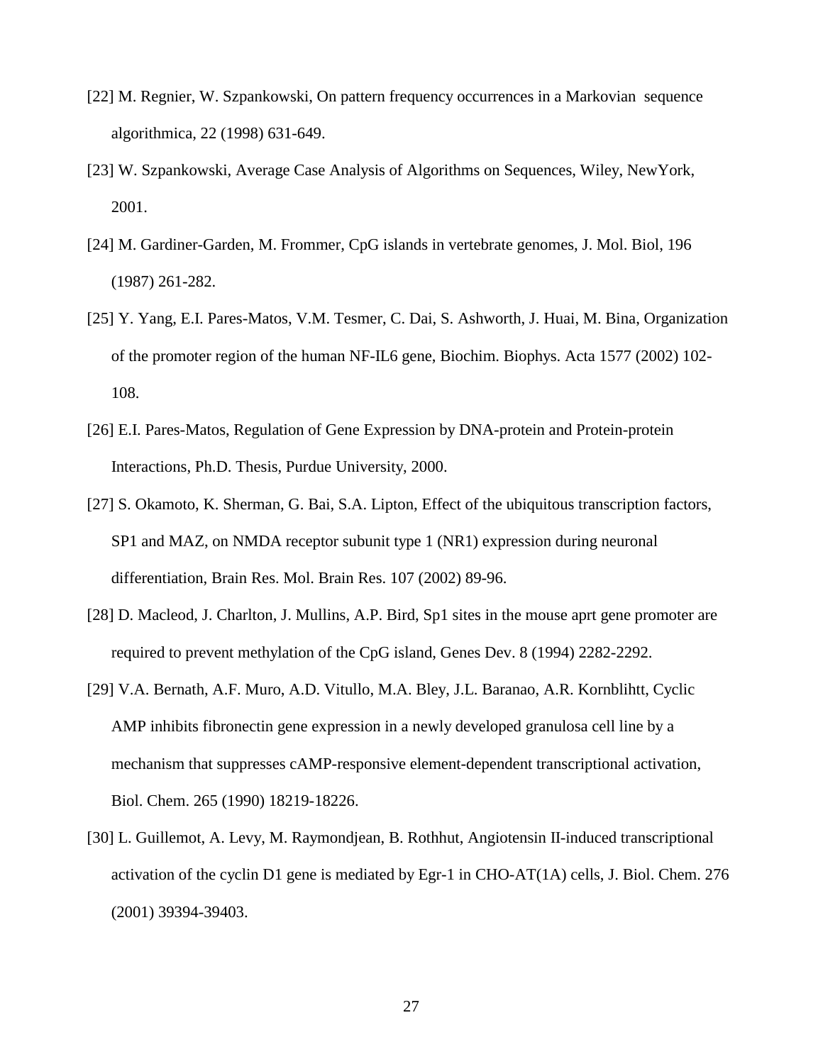[22] M. Regnier, W. Szpankowski, On pattern frequency occurrences in a Markovian  sequence algorithmica, 22 (1998) 631-649.

[23] W. Szpankowski, Average Case Analysis of Algorithms on Sequences, Wiley, NewYork, 2001.

[24] M. Gardiner-Garden, M. Frommer, CpG islands in vertebrate genomes, J. Mol. Biol, 196 (1987) 261-282.

[25] Y. Yang, E.I. Pares-Matos, V.M. Tesmer, C. Dai, S. Ashworth, J. Huai, M. Bina, Organization of the promoter region of the human NF-IL6 gene, Biochim. Biophys. Acta 1577 (2002) 102-108.

[26] E.I. Pares-Matos, Regulation of Gene Expression by DNA-protein and Protein-protein Interactions, Ph.D. Thesis, Purdue University, 2000.

[27] S. Okamoto, K. Sherman, G. Bai, S.A. Lipton, Effect of the ubiquitous transcription factors, SP1 and MAZ, on NMDA receptor subunit type 1 (NR1) expression during neuronal differentiation, Brain Res. Mol. Brain Res. 107 (2002) 89-96.

[28] D. Macleod, J. Charlton, J. Mullins, A.P. Bird, Sp1 sites in the mouse aprt gene promoter are required to prevent methylation of the CpG island, Genes Dev. 8 (1994) 2282-2292.

[29] V.A. Bernath, A.F. Muro, A.D. Vitullo, M.A. Bley, J.L. Baranao, A.R. Kornblihtt, Cyclic AMP inhibits fibronectin gene expression in a newly developed granulosa cell line by a mechanism that suppresses cAMP-responsive element-dependent transcriptional activation, Biol. Chem. 265 (1990) 18219-18226.

[30] L. Guillemot, A. Levy, M. Raymondjean, B. Rothhut, Angiotensin II-induced transcriptional activation of the cyclin D1 gene is mediated by Egr-1 in CHO-AT(1A) cells, J. Biol. Chem. 276 (2001) 39394-39403.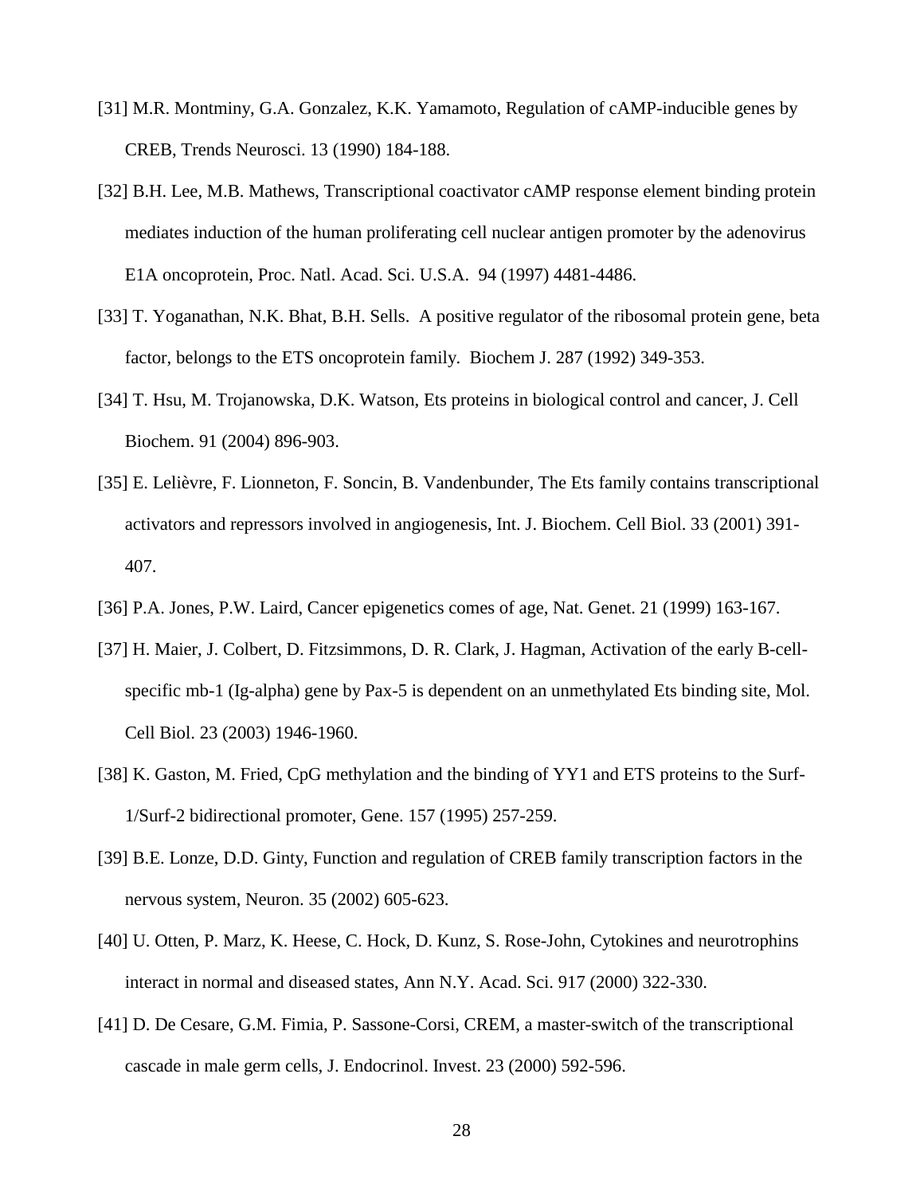[31] M.R. Montminy, G.A. Gonzalez, K.K. Yamamoto, Regulation of cAMP-inducible genes by CREB, Trends Neurosci. 13 (1990) 184-188.

[32] B.H. Lee, M.B. Mathews, Transcriptional coactivator cAMP response element binding protein mediates induction of the human proliferating cell nuclear antigen promoter by the adenovirus E1A oncoprotein, Proc. Natl. Acad. Sci. U.S.A. 94 (1997) 4481-4486.

[33] T. Yoganathan, N.K. Bhat, B.H. Sells. A positive regulator of the ribosomal protein gene, beta factor, belongs to the ETS oncoprotein family. Biochem J. 287 (1992) 349-353.

[34] T. Hsu, M. Trojanowska, D.K. Watson, Ets proteins in biological control and cancer, J. Cell Biochem. 91 (2004) 896-903.

[35] E. Lelièvre, F. Lionneton, F. Soncin, B. Vandenbunder, The Ets family contains transcriptional activators and repressors involved in angiogenesis, Int. J. Biochem. Cell Biol. 33 (2001) 391-407.

[36] P.A. Jones, P.W. Laird, Cancer epigenetics comes of age, Nat. Genet. 21 (1999) 163-167.

[37] H. Maier, J. Colbert, D. Fitzsimmons, D. R. Clark, J. Hagman, Activation of the early B-cell-specific mb-1 (Ig-alpha) gene by Pax-5 is dependent on an unmethylated Ets binding site, Mol. Cell Biol. 23 (2003) 1946-1960.

[38] K. Gaston, M. Fried, CpG methylation and the binding of YY1 and ETS proteins to the Surf-1/Surf-2 bidirectional promoter, Gene. 157 (1995) 257-259.

[39] B.E. Lonze, D.D. Ginty, Function and regulation of CREB family transcription factors in the nervous system, Neuron. 35 (2002) 605-623.

[40] U. Otten, P. Marz, K. Heese, C. Hock, D. Kunz, S. Rose-John, Cytokines and neurotrophins interact in normal and diseased states, Ann N.Y. Acad. Sci. 917 (2000) 322-330.

[41] D. De Cesare, G.M. Fimia, P. Sassone-Corsi, CREM, a master-switch of the transcriptional cascade in male germ cells, J. Endocrinol. Invest. 23 (2000) 592-596.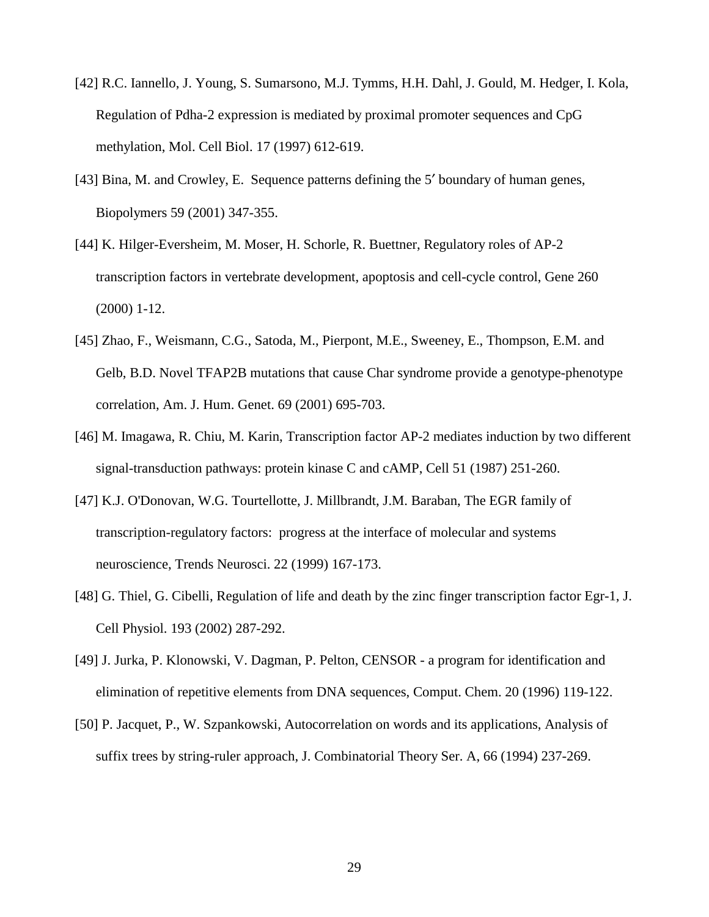[42] R.C. Iannello, J. Young, S. Sumarsono, M.J. Tymms, H.H. Dahl, J. Gould, M. Hedger, I. Kola, Regulation of Pdha-2 expression is mediated by proximal promoter sequences and CpG methylation, Mol. Cell Biol. 17 (1997) 612-619.

[43] Bina, M. and Crowley, E. Sequence patterns defining the 5′ boundary of human genes, Biopolymers 59 (2001) 347-355.

[44] K. Hilger-Eversheim, M. Moser, H. Schorle, R. Buettner, Regulatory roles of AP-2 transcription factors in vertebrate development, apoptosis and cell-cycle control, Gene 260 (2000) 1-12.

[45] Zhao, F., Weismann, C.G., Satoda, M., Pierpont, M.E., Sweeney, E., Thompson, E.M. and Gelb, B.D. Novel TFAP2B mutations that cause Char syndrome provide a genotype-phenotype correlation, Am. J. Hum. Genet. 69 (2001) 695-703.

[46] M. Imagawa, R. Chiu, M. Karin, Transcription factor AP-2 mediates induction by two different signal-transduction pathways: protein kinase C and cAMP, Cell 51 (1987) 251-260.

[47] K.J. O'Donovan, W.G. Tourtellotte, J. Millbrandt, J.M. Baraban, The EGR family of transcription-regulatory factors: progress at the interface of molecular and systems neuroscience, Trends Neurosci. 22 (1999) 167-173.

[48] G. Thiel, G. Cibelli, Regulation of life and death by the zinc finger transcription factor Egr-1, J. Cell Physiol. 193 (2002) 287-292.

[49] J. Jurka, P. Klonowski, V. Dagman, P. Pelton, CENSOR - a program for identification and elimination of repetitive elements from DNA sequences, Comput. Chem. 20 (1996) 119-122.

[50] P. Jacquet, P., W. Szpankowski, Autocorrelation on words and its applications, Analysis of suffix trees by string-ruler approach, J. Combinatorial Theory Ser. A, 66 (1994) 237-269.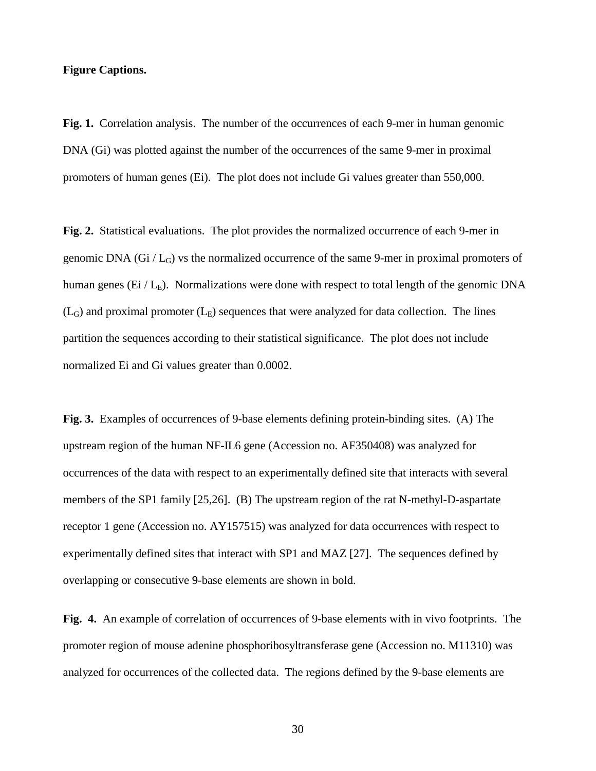**Figure Captions.**

**Fig. 1.** Correlation analysis. The number of the occurrences of each 9-mer in human genomic DNA (Gi) was plotted against the number of the occurrences of the same 9-mer in proximal promoters of human genes (Ei). The plot does not include Gi values greater than 550,000.

**Fig. 2.** Statistical evaluations. The plot provides the normalized occurrence of each 9-mer in genomic DNA (Gi / $L_G$) vs the normalized occurrence of the same 9-mer in proximal promoters of human genes (Ei / $L_E$). Normalizations were done with respect to total length of the genomic DNA ($L_G$) and proximal promoter ($L_E$) sequences that were analyzed for data collection. The lines partition the sequences according to their statistical significance. The plot does not include normalized Ei and Gi values greater than 0.0002.

**Fig. 3.** Examples of occurrences of 9-base elements defining protein-binding sites. (A) The upstream region of the human NF-IL6 gene (Accession no. AF350408) was analyzed for occurrences of the data with respect to an experimentally defined site that interacts with several members of the SP1 family [25,26]. (B) The upstream region of the rat N-methyl-D-aspartate receptor 1 gene (Accession no. AY157515) was analyzed for data occurrences with respect to experimentally defined sites that interact with SP1 and MAZ [27]. The sequences defined by overlapping or consecutive 9-base elements are shown in bold.

**Fig. 4.** An example of correlation of occurrences of 9-base elements with in vivo footprints. The promoter region of mouse adenine phosphoribosyltransferase gene (Accession no. M11310) was analyzed for occurrences of the collected data. The regions defined by the 9-base elements are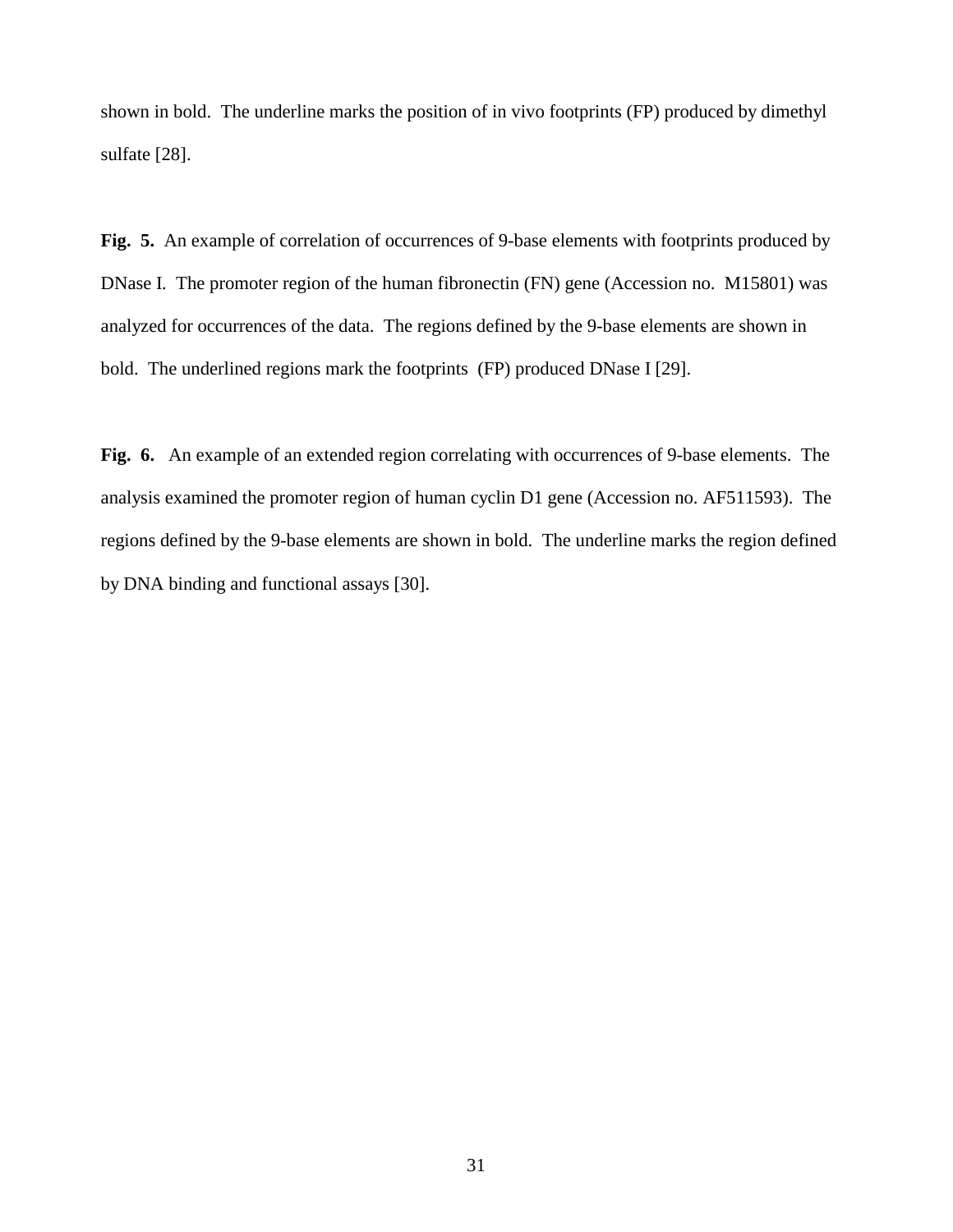shown in bold. The underline marks the position of in vivo footprints (FP) produced by dimethyl sulfate [28].

**Fig. 5.** An example of correlation of occurrences of 9-base elements with footprints produced by DNase I. The promoter region of the human fibronectin (FN) gene (Accession no. M15801) was analyzed for occurrences of the data. The regions defined by the 9-base elements are shown in bold. The underlined regions mark the footprints (FP) produced DNase I [29].

**Fig. 6.** An example of an extended region correlating with occurrences of 9-base elements. The analysis examined the promoter region of human cyclin D1 gene (Accession no. AF511593). The regions defined by the 9-base elements are shown in bold. The underline marks the region defined by DNA binding and functional assays [30].